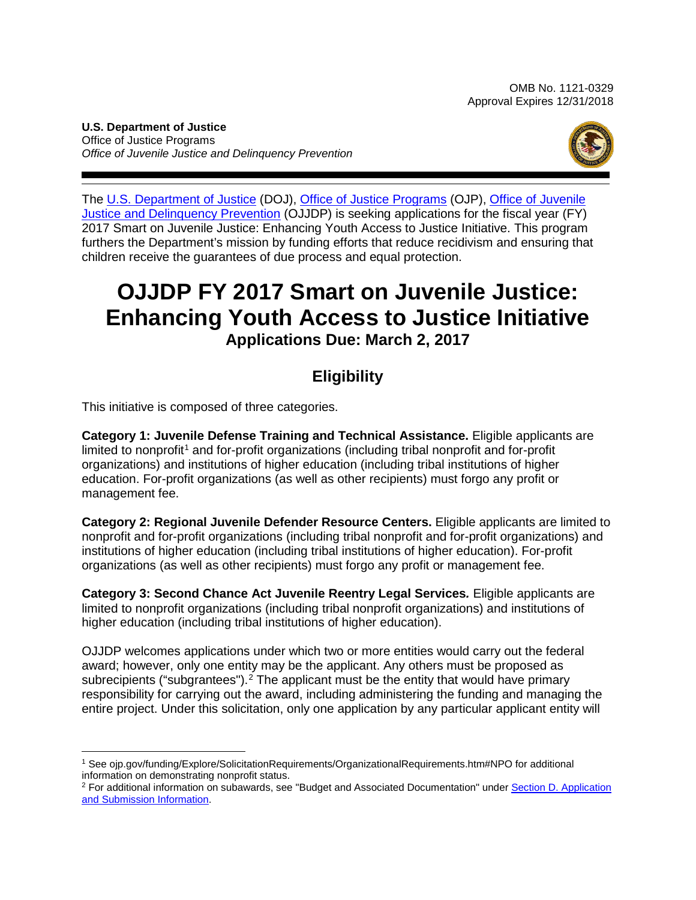OMB No. 1121-0329
Approval Expires 12/31/2018

**U.S. Department of Justice**
Office of Justice Programs
*Office of Juvenile Justice and Delinquency Prevention*

The U.S. Department of Justice (DOJ), Office of Justice Programs (OJP), Office of Juvenile Justice and Delinquency Prevention (OJJDP) is seeking applications for the fiscal year (FY) 2017 Smart on Juvenile Justice: Enhancing Youth Access to Justice Initiative. This program furthers the Department's mission by funding efforts that reduce recidivism and ensuring that children receive the guarantees of due process and equal protection.

# OJJDP FY 2017 Smart on Juvenile Justice: Enhancing Youth Access to Justice Initiative

### Applications Due: March 2, 2017

## Eligibility

This initiative is composed of three categories.

**Category 1: Juvenile Defense Training and Technical Assistance.** Eligible applicants are limited to nonprofit[1] and for-profit organizations (including tribal nonprofit and for-profit organizations) and institutions of higher education (including tribal institutions of higher education. For-profit organizations (as well as other recipients) must forgo any profit or management fee.

**Category 2: Regional Juvenile Defender Resource Centers.** Eligible applicants are limited to nonprofit and for-profit organizations (including tribal nonprofit and for-profit organizations) and institutions of higher education (including tribal institutions of higher education). For-profit organizations (as well as other recipients) must forgo any profit or management fee.

**Category 3: Second Chance Act Juvenile Reentry Legal Services*.*** Eligible applicants are limited to nonprofit organizations (including tribal nonprofit organizations) and institutions of higher education (including tribal institutions of higher education).

OJJDP welcomes applications under which two or more entities would carry out the federal award; however, only one entity may be the applicant. Any others must be proposed as subrecipients ("subgrantees").[2] The applicant must be the entity that would have primary responsibility for carrying out the award, including administering the funding and managing the entire project. Under this solicitation, only one application by any particular applicant entity will

---

[1] See ojp.gov/funding/Explore/SolicitationRequirements/OrganizationalRequirements.htm#NPO for additional information on demonstrating nonprofit status.

[2] For additional information on subawards, see "Budget and Associated Documentation" under Section D. Application and Submission Information.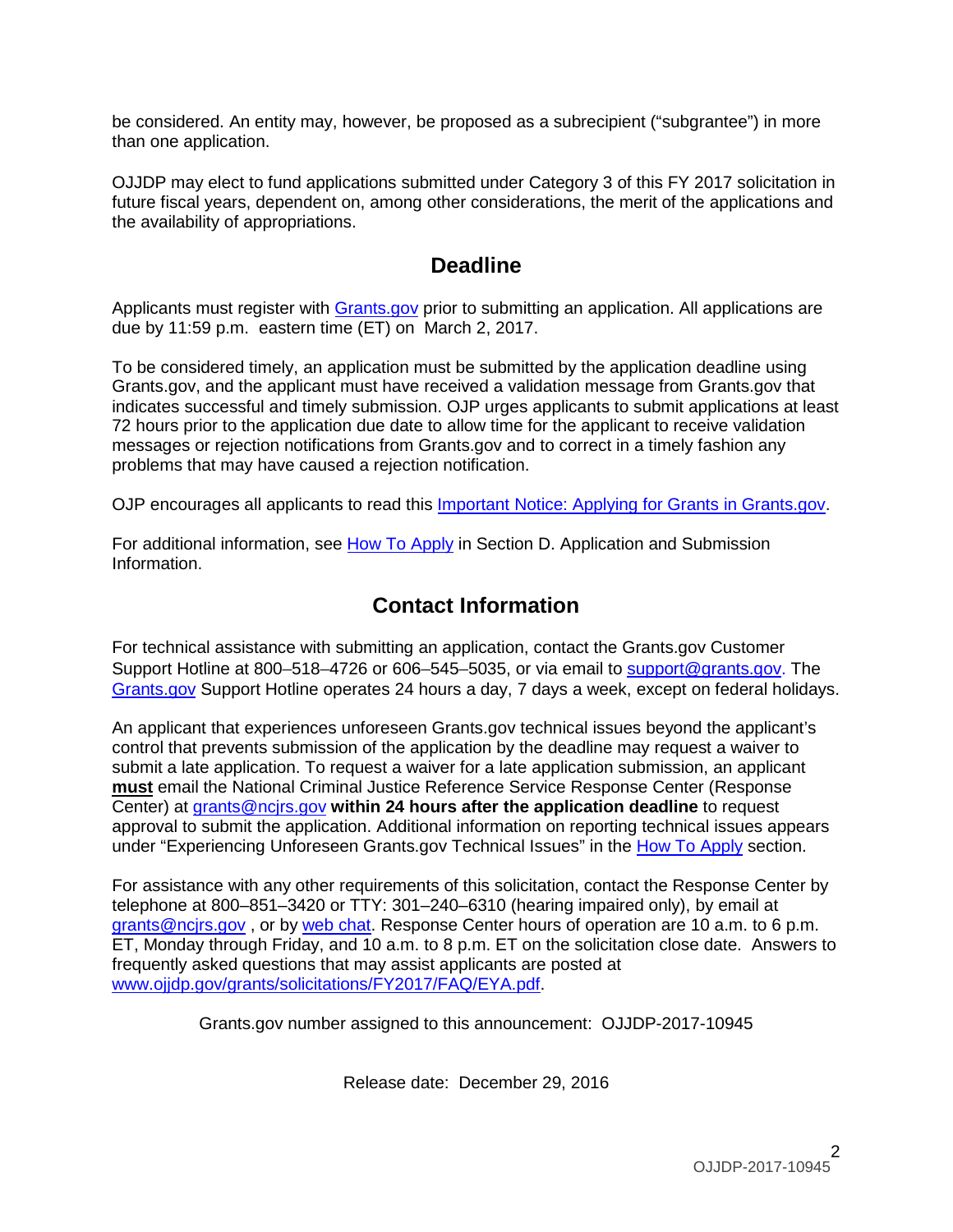be considered. An entity may, however, be proposed as a subrecipient ("subgrantee") in more than one application.

OJJDP may elect to fund applications submitted under Category 3 of this FY 2017 solicitation in future fiscal years, dependent on, among other considerations, the merit of the applications and the availability of appropriations.

## Deadline

Applicants must register with Grants.gov prior to submitting an application. All applications are due by 11:59 p.m. eastern time (ET) on March 2, 2017.

To be considered timely, an application must be submitted by the application deadline using Grants.gov, and the applicant must have received a validation message from Grants.gov that indicates successful and timely submission. OJP urges applicants to submit applications at least 72 hours prior to the application due date to allow time for the applicant to receive validation messages or rejection notifications from Grants.gov and to correct in a timely fashion any problems that may have caused a rejection notification.

OJP encourages all applicants to read this Important Notice: Applying for Grants in Grants.gov.

For additional information, see How To Apply in Section D. Application and Submission Information.

## Contact Information

For technical assistance with submitting an application, contact the Grants.gov Customer Support Hotline at 800–518–4726 or 606–545–5035, or via email to support@grants.gov. The Grants.gov Support Hotline operates 24 hours a day, 7 days a week, except on federal holidays.

An applicant that experiences unforeseen Grants.gov technical issues beyond the applicant's control that prevents submission of the application by the deadline may request a waiver to submit a late application. To request a waiver for a late application submission, an applicant **must** email the National Criminal Justice Reference Service Response Center (Response Center) at grants@ncjrs.gov **within 24 hours after the application deadline** to request approval to submit the application. Additional information on reporting technical issues appears under "Experiencing Unforeseen Grants.gov Technical Issues" in the How To Apply section.

For assistance with any other requirements of this solicitation, contact the Response Center by telephone at 800–851–3420 or TTY: 301–240–6310 (hearing impaired only), by email at grants@ncjrs.gov , or by web chat. Response Center hours of operation are 10 a.m. to 6 p.m. ET, Monday through Friday, and 10 a.m. to 8 p.m. ET on the solicitation close date. Answers to frequently asked questions that may assist applicants are posted at www.ojjdp.gov/grants/solicitations/FY2017/FAQ/EYA.pdf.

Grants.gov number assigned to this announcement: OJJDP-2017-10945

Release date: December 29, 2016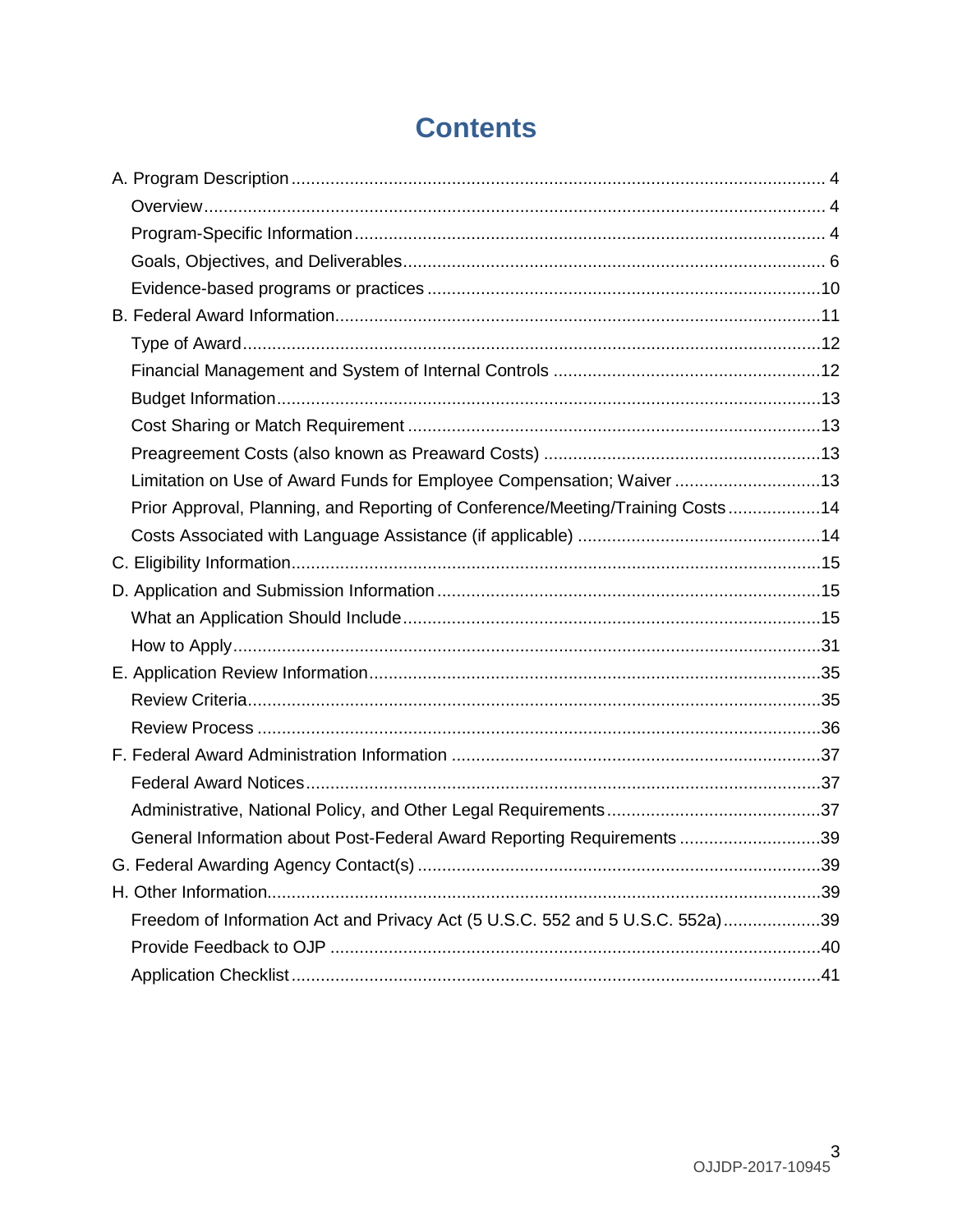# Contents

- A. Program Description ..... 4
  - Overview ..... 4
  - Program-Specific Information ..... 4
  - Goals, Objectives, and Deliverables ..... 6
  - Evidence-based programs or practices ..... 10
- B. Federal Award Information ..... 11
  - Type of Award ..... 12
  - Financial Management and System of Internal Controls ..... 12
  - Budget Information ..... 13
  - Cost Sharing or Match Requirement ..... 13
  - Preagreement Costs (also known as Preaward Costs) ..... 13
  - Limitation on Use of Award Funds for Employee Compensation; Waiver ..... 13
  - Prior Approval, Planning, and Reporting of Conference/Meeting/Training Costs ..... 14
  - Costs Associated with Language Assistance (if applicable) ..... 14
- C. Eligibility Information ..... 15
- D. Application and Submission Information ..... 15
  - What an Application Should Include ..... 15
  - How to Apply ..... 31
- E. Application Review Information ..... 35
  - Review Criteria ..... 35
  - Review Process ..... 36
- F. Federal Award Administration Information ..... 37
  - Federal Award Notices ..... 37
  - Administrative, National Policy, and Other Legal Requirements ..... 37
  - General Information about Post-Federal Award Reporting Requirements ..... 39
- G. Federal Awarding Agency Contact(s) ..... 39
- H. Other Information ..... 39
  - Freedom of Information Act and Privacy Act (5 U.S.C. 552 and 5 U.S.C. 552a) ..... 39
  - Provide Feedback to OJP ..... 40
  - Application Checklist ..... 41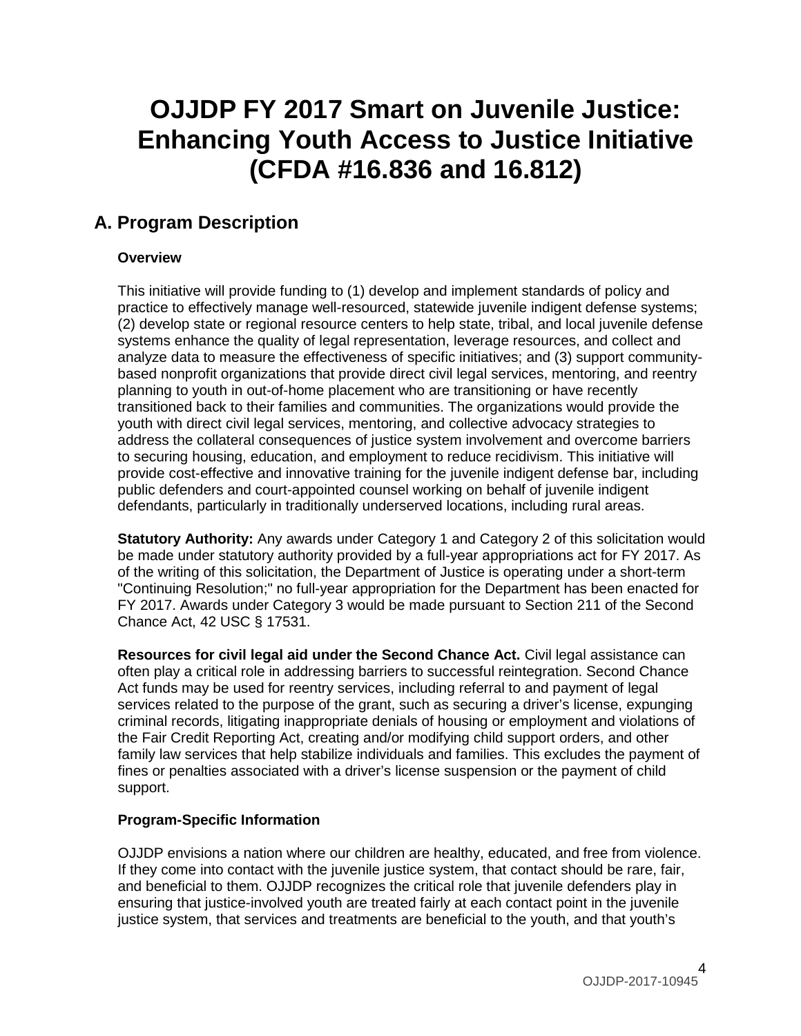# OJJDP FY 2017 Smart on Juvenile Justice: Enhancing Youth Access to Justice Initiative (CFDA #16.836 and 16.812)

## A. Program Description

### Overview

This initiative will provide funding to (1) develop and implement standards of policy and practice to effectively manage well-resourced, statewide juvenile indigent defense systems; (2) develop state or regional resource centers to help state, tribal, and local juvenile defense systems enhance the quality of legal representation, leverage resources, and collect and analyze data to measure the effectiveness of specific initiatives; and (3) support community-based nonprofit organizations that provide direct civil legal services, mentoring, and reentry planning to youth in out-of-home placement who are transitioning or have recently transitioned back to their families and communities. The organizations would provide the youth with direct civil legal services, mentoring, and collective advocacy strategies to address the collateral consequences of justice system involvement and overcome barriers to securing housing, education, and employment to reduce recidivism. This initiative will provide cost-effective and innovative training for the juvenile indigent defense bar, including public defenders and court-appointed counsel working on behalf of juvenile indigent defendants, particularly in traditionally underserved locations, including rural areas.

**Statutory Authority:** Any awards under Category 1 and Category 2 of this solicitation would be made under statutory authority provided by a full-year appropriations act for FY 2017. As of the writing of this solicitation, the Department of Justice is operating under a short-term "Continuing Resolution;" no full-year appropriation for the Department has been enacted for FY 2017. Awards under Category 3 would be made pursuant to Section 211 of the Second Chance Act, 42 USC § 17531.

**Resources for civil legal aid under the Second Chance Act.** Civil legal assistance can often play a critical role in addressing barriers to successful reintegration. Second Chance Act funds may be used for reentry services, including referral to and payment of legal services related to the purpose of the grant, such as securing a driver's license, expunging criminal records, litigating inappropriate denials of housing or employment and violations of the Fair Credit Reporting Act, creating and/or modifying child support orders, and other family law services that help stabilize individuals and families. This excludes the payment of fines or penalties associated with a driver's license suspension or the payment of child support.

### Program-Specific Information

OJJDP envisions a nation where our children are healthy, educated, and free from violence. If they come into contact with the juvenile justice system, that contact should be rare, fair, and beneficial to them. OJJDP recognizes the critical role that juvenile defenders play in ensuring that justice-involved youth are treated fairly at each contact point in the juvenile justice system, that services and treatments are beneficial to the youth, and that youth's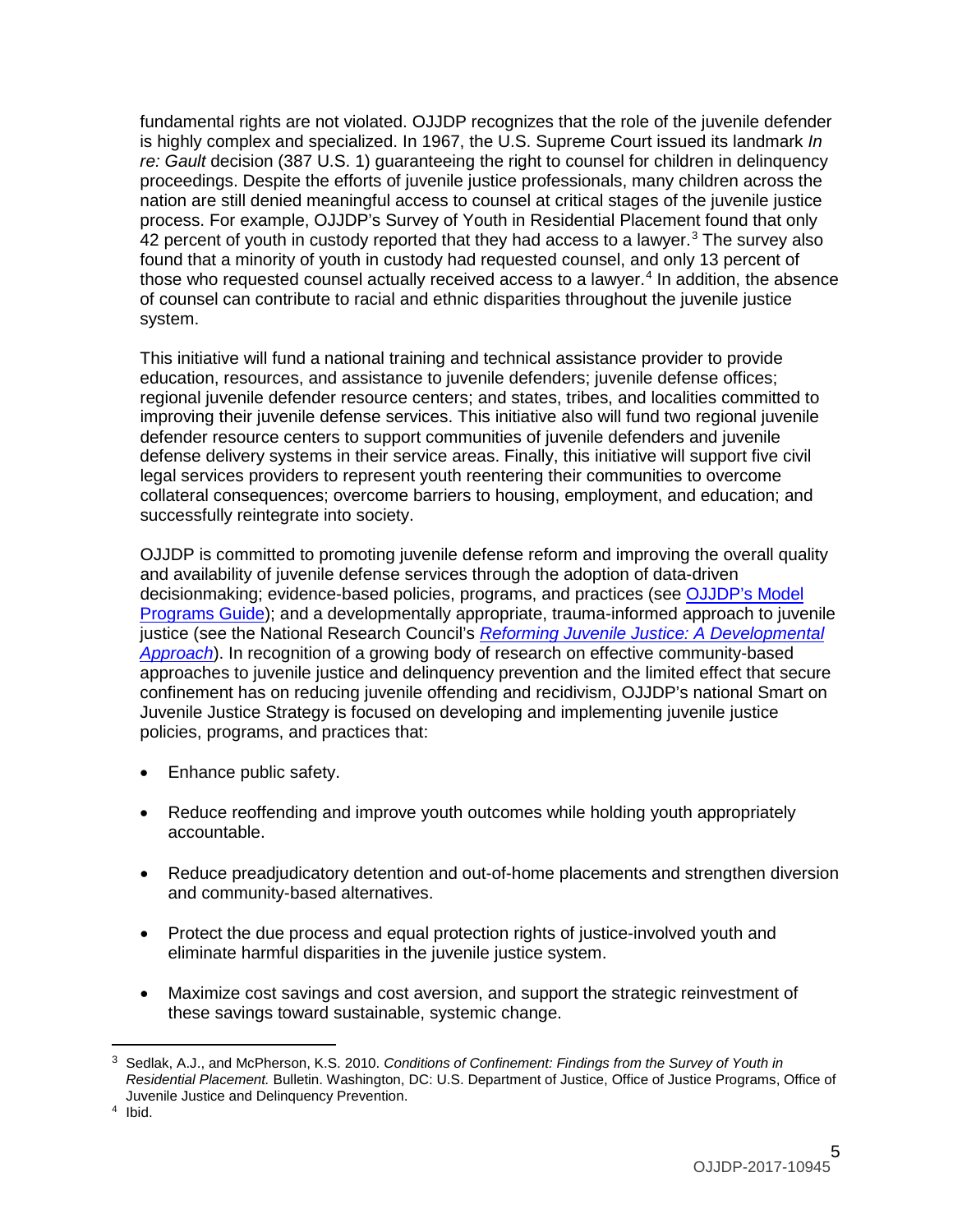fundamental rights are not violated. OJJDP recognizes that the role of the juvenile defender is highly complex and specialized. In 1967, the U.S. Supreme Court issued its landmark *In re: Gault* decision (387 U.S. 1) guaranteeing the right to counsel for children in delinquency proceedings. Despite the efforts of juvenile justice professionals, many children across the nation are still denied meaningful access to counsel at critical stages of the juvenile justice process. For example, OJJDP's Survey of Youth in Residential Placement found that only 42 percent of youth in custody reported that they had access to a lawyer.[3] The survey also found that a minority of youth in custody had requested counsel, and only 13 percent of those who requested counsel actually received access to a lawyer.[4] In addition, the absence of counsel can contribute to racial and ethnic disparities throughout the juvenile justice system.

This initiative will fund a national training and technical assistance provider to provide education, resources, and assistance to juvenile defenders; juvenile defense offices; regional juvenile defender resource centers; and states, tribes, and localities committed to improving their juvenile defense services. This initiative also will fund two regional juvenile defender resource centers to support communities of juvenile defenders and juvenile defense delivery systems in their service areas. Finally, this initiative will support five civil legal services providers to represent youth reentering their communities to overcome collateral consequences; overcome barriers to housing, employment, and education; and successfully reintegrate into society.

OJJDP is committed to promoting juvenile defense reform and improving the overall quality and availability of juvenile defense services through the adoption of data-driven decisionmaking; evidence-based policies, programs, and practices (see OJJDP's Model Programs Guide); and a developmentally appropriate, trauma-informed approach to juvenile justice (see the National Research Council's *Reforming Juvenile Justice: A Developmental Approach*). In recognition of a growing body of research on effective community-based approaches to juvenile justice and delinquency prevention and the limited effect that secure confinement has on reducing juvenile offending and recidivism, OJJDP's national Smart on Juvenile Justice Strategy is focused on developing and implementing juvenile justice policies, programs, and practices that:

- Enhance public safety.
- Reduce reoffending and improve youth outcomes while holding youth appropriately accountable.
- Reduce preadjudicatory detention and out-of-home placements and strengthen diversion and community-based alternatives.
- Protect the due process and equal protection rights of justice-involved youth and eliminate harmful disparities in the juvenile justice system.
- Maximize cost savings and cost aversion, and support the strategic reinvestment of these savings toward sustainable, systemic change.

---

[3] Sedlak, A.J., and McPherson, K.S. 2010. *Conditions of Confinement: Findings from the Survey of Youth in Residential Placement.* Bulletin. Washington, DC: U.S. Department of Justice, Office of Justice Programs, Office of Juvenile Justice and Delinquency Prevention.

[4] Ibid.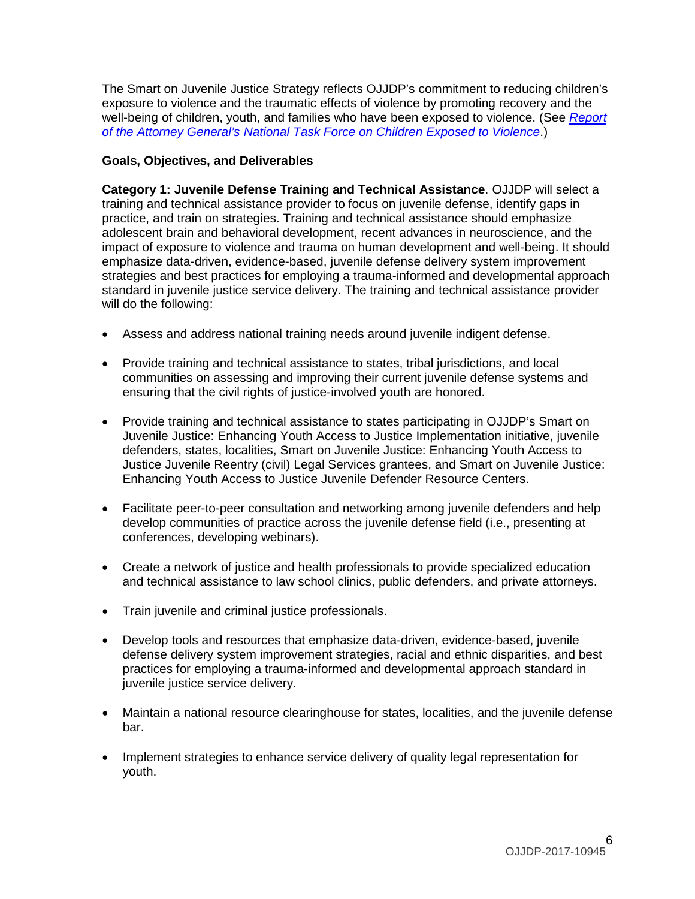The Smart on Juvenile Justice Strategy reflects OJJDP's commitment to reducing children's exposure to violence and the traumatic effects of violence by promoting recovery and the well-being of children, youth, and families who have been exposed to violence. (See *Report of the Attorney General's National Task Force on Children Exposed to Violence*.)

**Goals, Objectives, and Deliverables**

**Category 1: Juvenile Defense Training and Technical Assistance**. OJJDP will select a training and technical assistance provider to focus on juvenile defense, identify gaps in practice, and train on strategies. Training and technical assistance should emphasize adolescent brain and behavioral development, recent advances in neuroscience, and the impact of exposure to violence and trauma on human development and well-being. It should emphasize data-driven, evidence-based, juvenile defense delivery system improvement strategies and best practices for employing a trauma-informed and developmental approach standard in juvenile justice service delivery. The training and technical assistance provider will do the following:

- Assess and address national training needs around juvenile indigent defense.
- Provide training and technical assistance to states, tribal jurisdictions, and local communities on assessing and improving their current juvenile defense systems and ensuring that the civil rights of justice-involved youth are honored.
- Provide training and technical assistance to states participating in OJJDP's Smart on Juvenile Justice: Enhancing Youth Access to Justice Implementation initiative, juvenile defenders, states, localities, Smart on Juvenile Justice: Enhancing Youth Access to Justice Juvenile Reentry (civil) Legal Services grantees, and Smart on Juvenile Justice: Enhancing Youth Access to Justice Juvenile Defender Resource Centers.
- Facilitate peer-to-peer consultation and networking among juvenile defenders and help develop communities of practice across the juvenile defense field (i.e., presenting at conferences, developing webinars).
- Create a network of justice and health professionals to provide specialized education and technical assistance to law school clinics, public defenders, and private attorneys.
- Train juvenile and criminal justice professionals.
- Develop tools and resources that emphasize data-driven, evidence-based, juvenile defense delivery system improvement strategies, racial and ethnic disparities, and best practices for employing a trauma-informed and developmental approach standard in juvenile justice service delivery.
- Maintain a national resource clearinghouse for states, localities, and the juvenile defense bar.
- Implement strategies to enhance service delivery of quality legal representation for youth.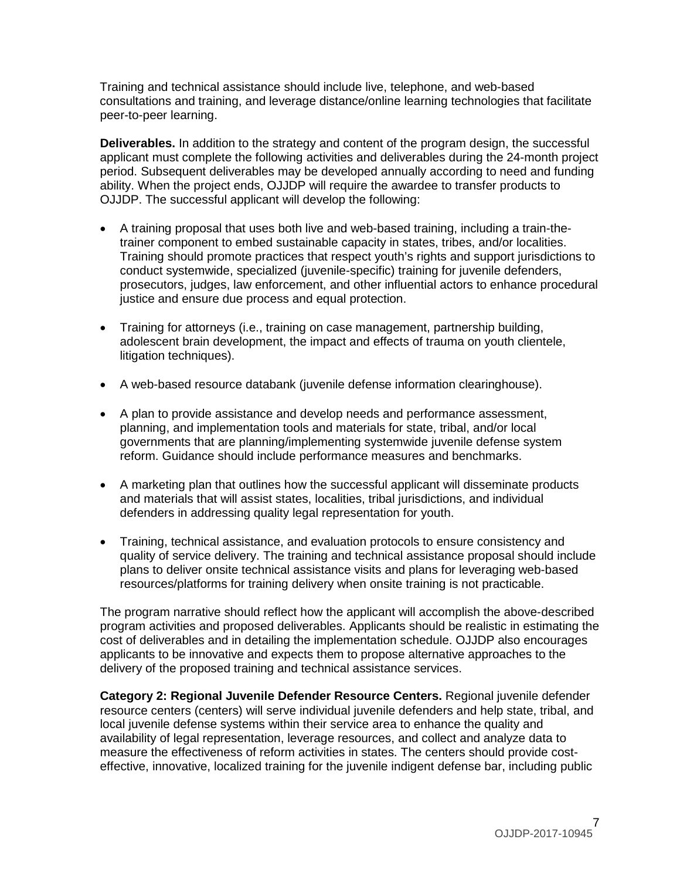Training and technical assistance should include live, telephone, and web-based consultations and training, and leverage distance/online learning technologies that facilitate peer-to-peer learning.

**Deliverables.** In addition to the strategy and content of the program design, the successful applicant must complete the following activities and deliverables during the 24-month project period. Subsequent deliverables may be developed annually according to need and funding ability. When the project ends, OJJDP will require the awardee to transfer products to OJJDP. The successful applicant will develop the following:

- A training proposal that uses both live and web-based training, including a train-the-trainer component to embed sustainable capacity in states, tribes, and/or localities. Training should promote practices that respect youth's rights and support jurisdictions to conduct systemwide, specialized (juvenile-specific) training for juvenile defenders, prosecutors, judges, law enforcement, and other influential actors to enhance procedural justice and ensure due process and equal protection.
- Training for attorneys (i.e., training on case management, partnership building, adolescent brain development, the impact and effects of trauma on youth clientele, litigation techniques).
- A web-based resource databank (juvenile defense information clearinghouse).
- A plan to provide assistance and develop needs and performance assessment, planning, and implementation tools and materials for state, tribal, and/or local governments that are planning/implementing systemwide juvenile defense system reform. Guidance should include performance measures and benchmarks.
- A marketing plan that outlines how the successful applicant will disseminate products and materials that will assist states, localities, tribal jurisdictions, and individual defenders in addressing quality legal representation for youth.
- Training, technical assistance, and evaluation protocols to ensure consistency and quality of service delivery. The training and technical assistance proposal should include plans to deliver onsite technical assistance visits and plans for leveraging web-based resources/platforms for training delivery when onsite training is not practicable.

The program narrative should reflect how the applicant will accomplish the above-described program activities and proposed deliverables. Applicants should be realistic in estimating the cost of deliverables and in detailing the implementation schedule. OJJDP also encourages applicants to be innovative and expects them to propose alternative approaches to the delivery of the proposed training and technical assistance services.

**Category 2: Regional Juvenile Defender Resource Centers.** Regional juvenile defender resource centers (centers) will serve individual juvenile defenders and help state, tribal, and local juvenile defense systems within their service area to enhance the quality and availability of legal representation, leverage resources, and collect and analyze data to measure the effectiveness of reform activities in states. The centers should provide cost-effective, innovative, localized training for the juvenile indigent defense bar, including public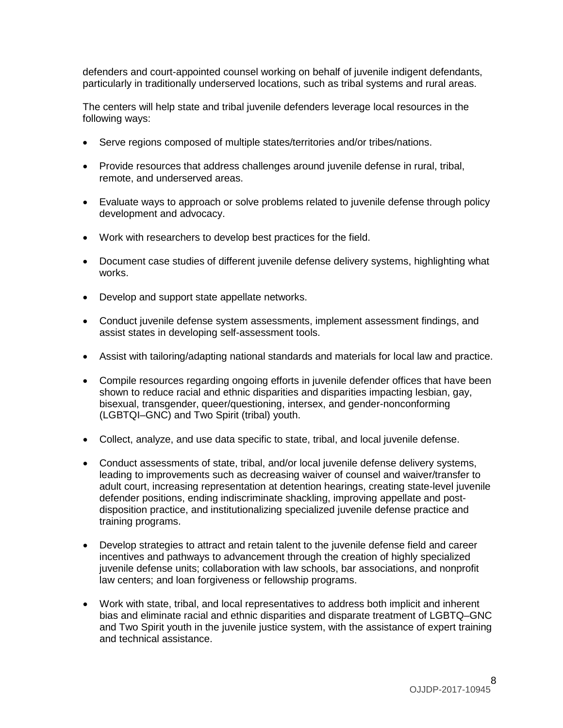defenders and court-appointed counsel working on behalf of juvenile indigent defendants, particularly in traditionally underserved locations, such as tribal systems and rural areas.

The centers will help state and tribal juvenile defenders leverage local resources in the following ways:

- Serve regions composed of multiple states/territories and/or tribes/nations.
- Provide resources that address challenges around juvenile defense in rural, tribal, remote, and underserved areas.
- Evaluate ways to approach or solve problems related to juvenile defense through policy development and advocacy.
- Work with researchers to develop best practices for the field.
- Document case studies of different juvenile defense delivery systems, highlighting what works.
- Develop and support state appellate networks.
- Conduct juvenile defense system assessments, implement assessment findings, and assist states in developing self-assessment tools.
- Assist with tailoring/adapting national standards and materials for local law and practice.
- Compile resources regarding ongoing efforts in juvenile defender offices that have been shown to reduce racial and ethnic disparities and disparities impacting lesbian, gay, bisexual, transgender, queer/questioning, intersex, and gender-nonconforming (LGBTQI–GNC) and Two Spirit (tribal) youth.
- Collect, analyze, and use data specific to state, tribal, and local juvenile defense.
- Conduct assessments of state, tribal, and/or local juvenile defense delivery systems, leading to improvements such as decreasing waiver of counsel and waiver/transfer to adult court, increasing representation at detention hearings, creating state-level juvenile defender positions, ending indiscriminate shackling, improving appellate and post-disposition practice, and institutionalizing specialized juvenile defense practice and training programs.
- Develop strategies to attract and retain talent to the juvenile defense field and career incentives and pathways to advancement through the creation of highly specialized juvenile defense units; collaboration with law schools, bar associations, and nonprofit law centers; and loan forgiveness or fellowship programs.
- Work with state, tribal, and local representatives to address both implicit and inherent bias and eliminate racial and ethnic disparities and disparate treatment of LGBTQ–GNC and Two Spirit youth in the juvenile justice system, with the assistance of expert training and technical assistance.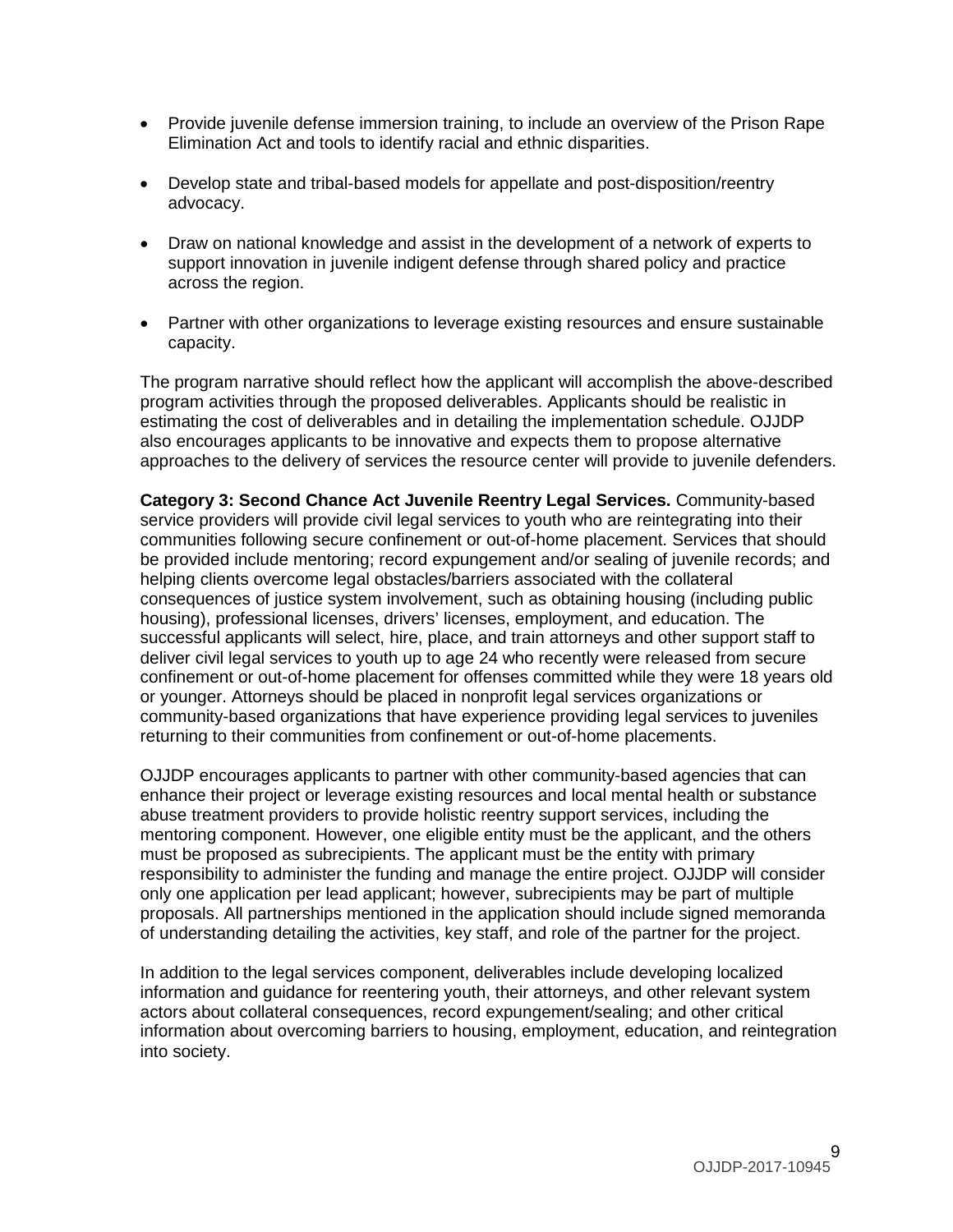- Provide juvenile defense immersion training, to include an overview of the Prison Rape Elimination Act and tools to identify racial and ethnic disparities.
- Develop state and tribal-based models for appellate and post-disposition/reentry advocacy.
- Draw on national knowledge and assist in the development of a network of experts to support innovation in juvenile indigent defense through shared policy and practice across the region.
- Partner with other organizations to leverage existing resources and ensure sustainable capacity.

The program narrative should reflect how the applicant will accomplish the above-described program activities through the proposed deliverables. Applicants should be realistic in estimating the cost of deliverables and in detailing the implementation schedule. OJJDP also encourages applicants to be innovative and expects them to propose alternative approaches to the delivery of services the resource center will provide to juvenile defenders.

**Category 3: Second Chance Act Juvenile Reentry Legal Services.** Community-based service providers will provide civil legal services to youth who are reintegrating into their communities following secure confinement or out-of-home placement. Services that should be provided include mentoring; record expungement and/or sealing of juvenile records; and helping clients overcome legal obstacles/barriers associated with the collateral consequences of justice system involvement, such as obtaining housing (including public housing), professional licenses, drivers' licenses, employment, and education. The successful applicants will select, hire, place, and train attorneys and other support staff to deliver civil legal services to youth up to age 24 who recently were released from secure confinement or out-of-home placement for offenses committed while they were 18 years old or younger. Attorneys should be placed in nonprofit legal services organizations or community-based organizations that have experience providing legal services to juveniles returning to their communities from confinement or out-of-home placements.

OJJDP encourages applicants to partner with other community-based agencies that can enhance their project or leverage existing resources and local mental health or substance abuse treatment providers to provide holistic reentry support services, including the mentoring component. However, one eligible entity must be the applicant, and the others must be proposed as subrecipients. The applicant must be the entity with primary responsibility to administer the funding and manage the entire project. OJJDP will consider only one application per lead applicant; however, subrecipients may be part of multiple proposals. All partnerships mentioned in the application should include signed memoranda of understanding detailing the activities, key staff, and role of the partner for the project.

In addition to the legal services component, deliverables include developing localized information and guidance for reentering youth, their attorneys, and other relevant system actors about collateral consequences, record expungement/sealing; and other critical information about overcoming barriers to housing, employment, education, and reintegration into society.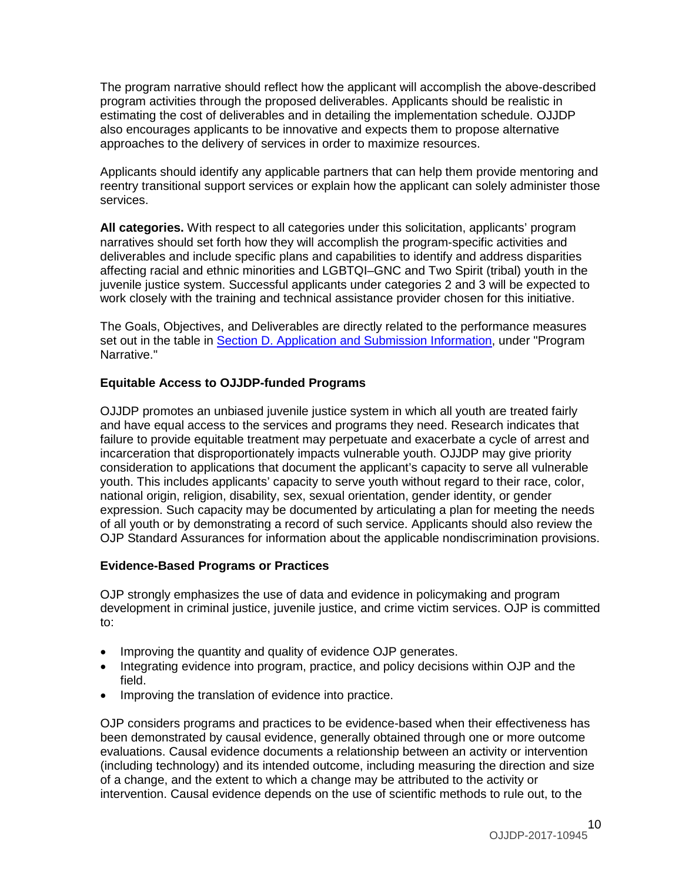The program narrative should reflect how the applicant will accomplish the above-described program activities through the proposed deliverables. Applicants should be realistic in estimating the cost of deliverables and in detailing the implementation schedule. OJJDP also encourages applicants to be innovative and expects them to propose alternative approaches to the delivery of services in order to maximize resources.

Applicants should identify any applicable partners that can help them provide mentoring and reentry transitional support services or explain how the applicant can solely administer those services.

**All categories.** With respect to all categories under this solicitation, applicants' program narratives should set forth how they will accomplish the program-specific activities and deliverables and include specific plans and capabilities to identify and address disparities affecting racial and ethnic minorities and LGBTQI–GNC and Two Spirit (tribal) youth in the juvenile justice system. Successful applicants under categories 2 and 3 will be expected to work closely with the training and technical assistance provider chosen for this initiative.

The Goals, Objectives, and Deliverables are directly related to the performance measures set out in the table in [Section D. Application and Submission Information](), under "Program Narrative."

**Equitable Access to OJJDP-funded Programs**

OJJDP promotes an unbiased juvenile justice system in which all youth are treated fairly and have equal access to the services and programs they need. Research indicates that failure to provide equitable treatment may perpetuate and exacerbate a cycle of arrest and incarceration that disproportionately impacts vulnerable youth. OJJDP may give priority consideration to applications that document the applicant's capacity to serve all vulnerable youth. This includes applicants' capacity to serve youth without regard to their race, color, national origin, religion, disability, sex, sexual orientation, gender identity, or gender expression. Such capacity may be documented by articulating a plan for meeting the needs of all youth or by demonstrating a record of such service. Applicants should also review the OJP Standard Assurances for information about the applicable nondiscrimination provisions.

**Evidence-Based Programs or Practices**

OJP strongly emphasizes the use of data and evidence in policymaking and program development in criminal justice, juvenile justice, and crime victim services. OJP is committed to:

- Improving the quantity and quality of evidence OJP generates.
- Integrating evidence into program, practice, and policy decisions within OJP and the field.
- Improving the translation of evidence into practice.

OJP considers programs and practices to be evidence-based when their effectiveness has been demonstrated by causal evidence, generally obtained through one or more outcome evaluations. Causal evidence documents a relationship between an activity or intervention (including technology) and its intended outcome, including measuring the direction and size of a change, and the extent to which a change may be attributed to the activity or intervention. Causal evidence depends on the use of scientific methods to rule out, to the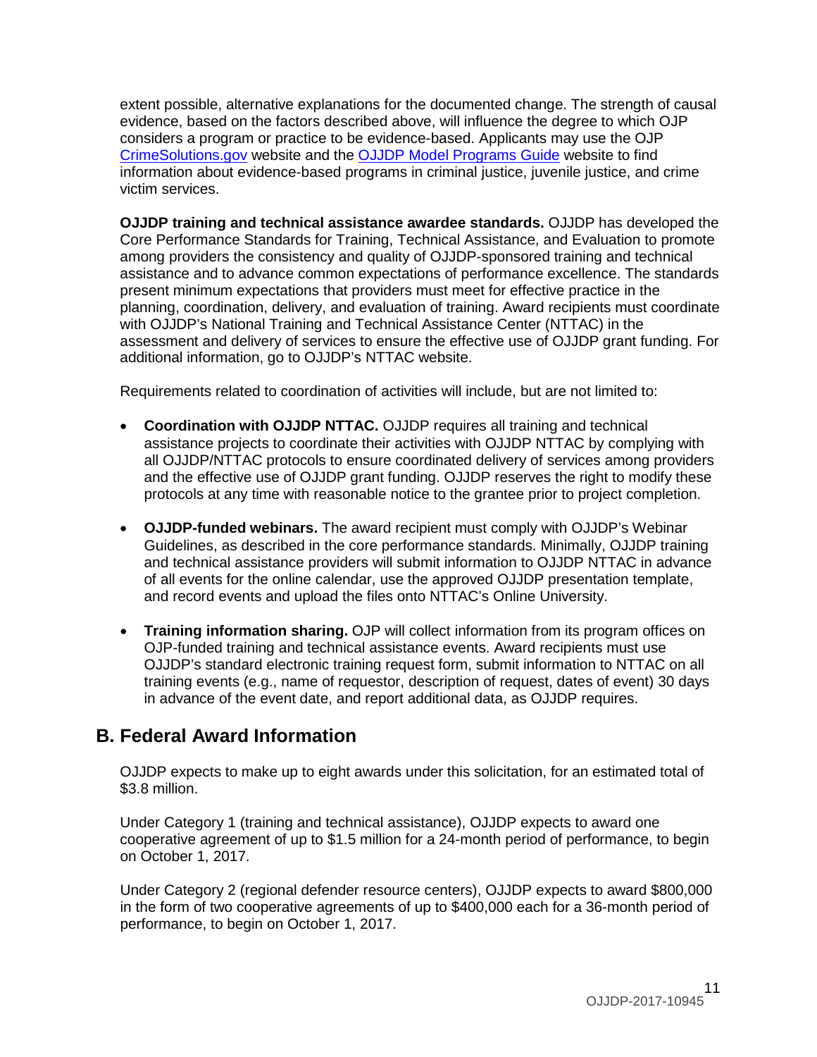extent possible, alternative explanations for the documented change. The strength of causal evidence, based on the factors described above, will influence the degree to which OJP considers a program or practice to be evidence-based. Applicants may use the OJP [CrimeSolutions.gov](CrimeSolutions.gov) website and the [OJJDP Model Programs Guide](OJJDP Model Programs Guide) website to find information about evidence-based programs in criminal justice, juvenile justice, and crime victim services.

**OJJDP training and technical assistance awardee standards.** OJJDP has developed the Core Performance Standards for Training, Technical Assistance, and Evaluation to promote among providers the consistency and quality of OJJDP-sponsored training and technical assistance and to advance common expectations of performance excellence. The standards present minimum expectations that providers must meet for effective practice in the planning, coordination, delivery, and evaluation of training. Award recipients must coordinate with OJJDP's National Training and Technical Assistance Center (NTTAC) in the assessment and delivery of services to ensure the effective use of OJJDP grant funding. For additional information, go to OJJDP's NTTAC website.

Requirements related to coordination of activities will include, but are not limited to:

- **Coordination with OJJDP NTTAC.** OJJDP requires all training and technical assistance projects to coordinate their activities with OJJDP NTTAC by complying with all OJJDP/NTTAC protocols to ensure coordinated delivery of services among providers and the effective use of OJJDP grant funding. OJJDP reserves the right to modify these protocols at any time with reasonable notice to the grantee prior to project completion.

- **OJJDP-funded webinars.** The award recipient must comply with OJJDP's Webinar Guidelines, as described in the core performance standards. Minimally, OJJDP training and technical assistance providers will submit information to OJJDP NTTAC in advance of all events for the online calendar, use the approved OJJDP presentation template, and record events and upload the files onto NTTAC's Online University.

- **Training information sharing.** OJP will collect information from its program offices on OJP-funded training and technical assistance events. Award recipients must use OJJDP's standard electronic training request form, submit information to NTTAC on all training events (e.g., name of requestor, description of request, dates of event) 30 days in advance of the event date, and report additional data, as OJJDP requires.

## B. Federal Award Information

OJJDP expects to make up to eight awards under this solicitation, for an estimated total of $3.8 million.

Under Category 1 (training and technical assistance), OJJDP expects to award one cooperative agreement of up to $1.5 million for a 24-month period of performance, to begin on October 1, 2017.

Under Category 2 (regional defender resource centers), OJJDP expects to award $800,000 in the form of two cooperative agreements of up to $400,000 each for a 36-month period of performance, to begin on October 1, 2017.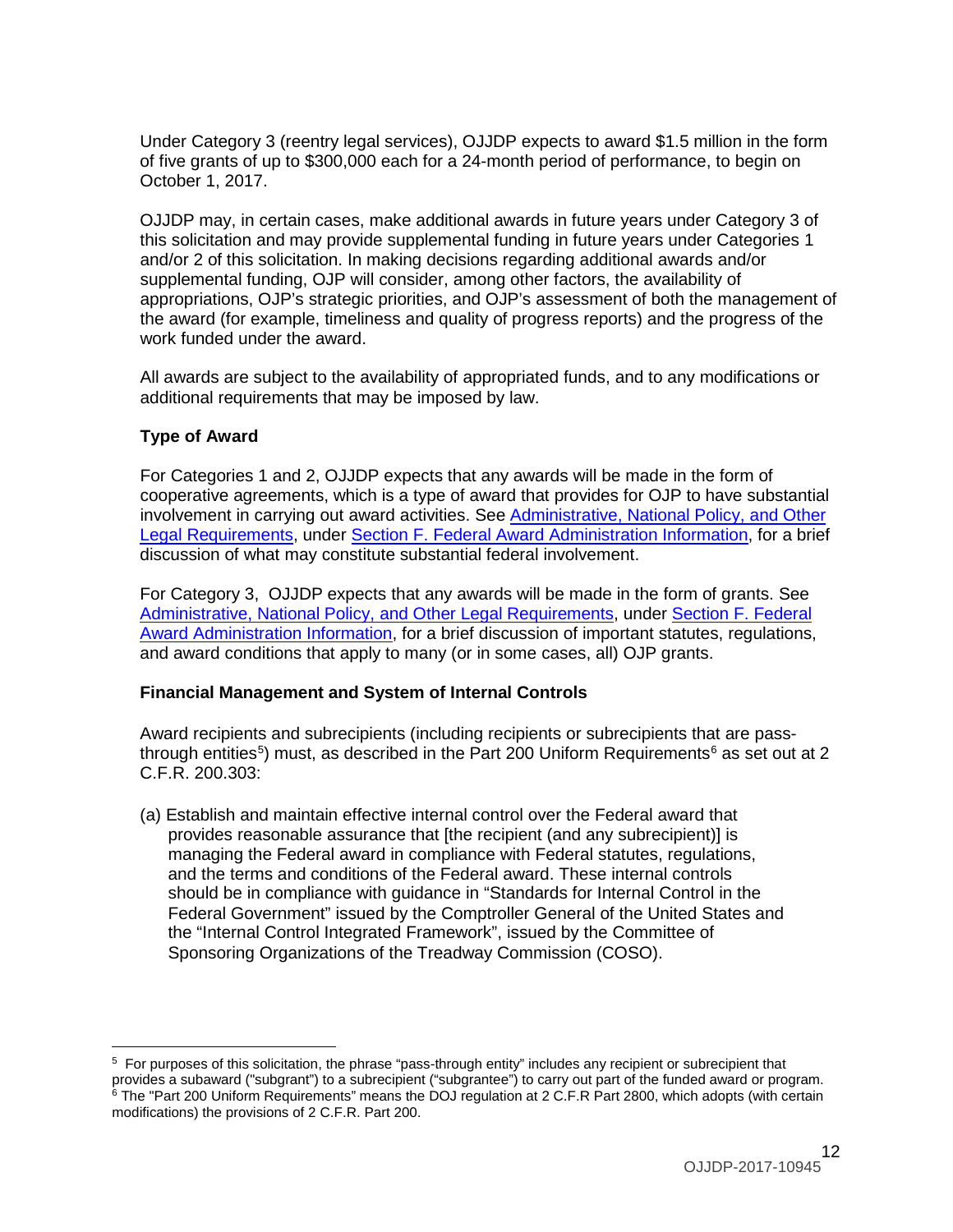Under Category 3 (reentry legal services), OJJDP expects to award $1.5 million in the form of five grants of up to $300,000 each for a 24-month period of performance, to begin on October 1, 2017.

OJJDP may, in certain cases, make additional awards in future years under Category 3 of this solicitation and may provide supplemental funding in future years under Categories 1 and/or 2 of this solicitation. In making decisions regarding additional awards and/or supplemental funding, OJP will consider, among other factors, the availability of appropriations, OJP's strategic priorities, and OJP's assessment of both the management of the award (for example, timeliness and quality of progress reports) and the progress of the work funded under the award.

All awards are subject to the availability of appropriated funds, and to any modifications or additional requirements that may be imposed by law.

**Type of Award**

For Categories 1 and 2, OJJDP expects that any awards will be made in the form of cooperative agreements, which is a type of award that provides for OJP to have substantial involvement in carrying out award activities. See Administrative, National Policy, and Other Legal Requirements, under Section F. Federal Award Administration Information, for a brief discussion of what may constitute substantial federal involvement.

For Category 3, OJJDP expects that any awards will be made in the form of grants. See Administrative, National Policy, and Other Legal Requirements, under Section F. Federal Award Administration Information, for a brief discussion of important statutes, regulations, and award conditions that apply to many (or in some cases, all) OJP grants.

**Financial Management and System of Internal Controls**

Award recipients and subrecipients (including recipients or subrecipients that are pass-through entities[5]) must, as described in the Part 200 Uniform Requirements[6] as set out at 2 C.F.R. 200.303:

(a) Establish and maintain effective internal control over the Federal award that provides reasonable assurance that [the recipient (and any subrecipient)] is managing the Federal award in compliance with Federal statutes, regulations, and the terms and conditions of the Federal award. These internal controls should be in compliance with guidance in "Standards for Internal Control in the Federal Government" issued by the Comptroller General of the United States and the "Internal Control Integrated Framework", issued by the Committee of Sponsoring Organizations of the Treadway Commission (COSO).

[5] For purposes of this solicitation, the phrase "pass-through entity" includes any recipient or subrecipient that provides a subaward ("subgrant") to a subrecipient ("subgrantee") to carry out part of the funded award or program.
[6] The "Part 200 Uniform Requirements" means the DOJ regulation at 2 C.F.R Part 2800, which adopts (with certain modifications) the provisions of 2 C.F.R. Part 200.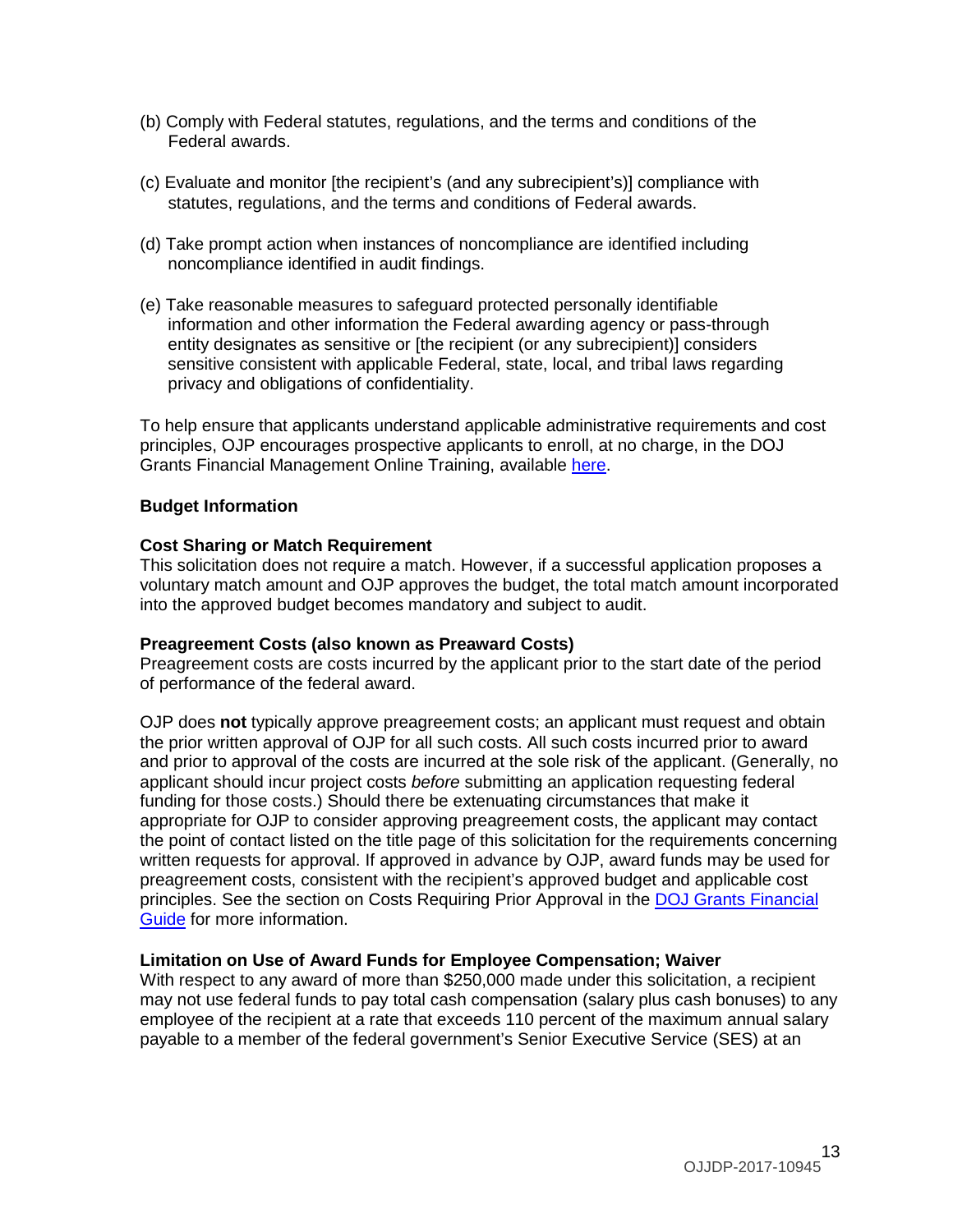(b) Comply with Federal statutes, regulations, and the terms and conditions of the Federal awards.

(c) Evaluate and monitor [the recipient's (and any subrecipient's)] compliance with statutes, regulations, and the terms and conditions of Federal awards.

(d) Take prompt action when instances of noncompliance are identified including noncompliance identified in audit findings.

(e) Take reasonable measures to safeguard protected personally identifiable information and other information the Federal awarding agency or pass-through entity designates as sensitive or [the recipient (or any subrecipient)] considers sensitive consistent with applicable Federal, state, local, and tribal laws regarding privacy and obligations of confidentiality.

To help ensure that applicants understand applicable administrative requirements and cost principles, OJP encourages prospective applicants to enroll, at no charge, in the DOJ Grants Financial Management Online Training, available here.

**Budget Information**

**Cost Sharing or Match Requirement**
This solicitation does not require a match. However, if a successful application proposes a voluntary match amount and OJP approves the budget, the total match amount incorporated into the approved budget becomes mandatory and subject to audit.

**Preagreement Costs (also known as Preaward Costs)**
Preagreement costs are costs incurred by the applicant prior to the start date of the period of performance of the federal award.

OJP does **not** typically approve preagreement costs; an applicant must request and obtain the prior written approval of OJP for all such costs. All such costs incurred prior to award and prior to approval of the costs are incurred at the sole risk of the applicant. (Generally, no applicant should incur project costs *before* submitting an application requesting federal funding for those costs.) Should there be extenuating circumstances that make it appropriate for OJP to consider approving preagreement costs, the applicant may contact the point of contact listed on the title page of this solicitation for the requirements concerning written requests for approval. If approved in advance by OJP, award funds may be used for preagreement costs, consistent with the recipient's approved budget and applicable cost principles. See the section on Costs Requiring Prior Approval in the DOJ Grants Financial Guide for more information.

**Limitation on Use of Award Funds for Employee Compensation; Waiver**
With respect to any award of more than $250,000 made under this solicitation, a recipient may not use federal funds to pay total cash compensation (salary plus cash bonuses) to any employee of the recipient at a rate that exceeds 110 percent of the maximum annual salary payable to a member of the federal government's Senior Executive Service (SES) at an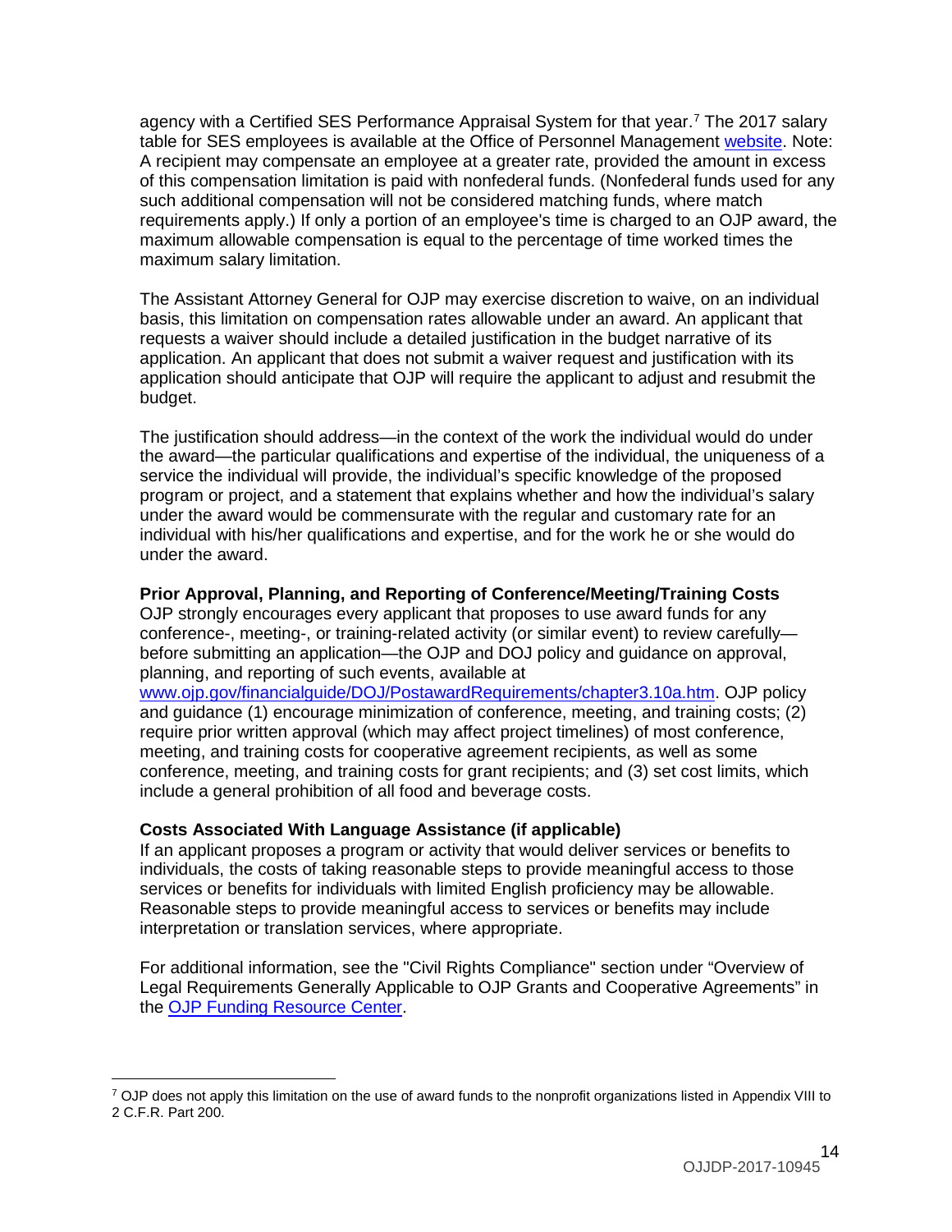agency with a Certified SES Performance Appraisal System for that year.[7] The 2017 salary table for SES employees is available at the Office of Personnel Management [website](#). Note: A recipient may compensate an employee at a greater rate, provided the amount in excess of this compensation limitation is paid with nonfederal funds. (Nonfederal funds used for any such additional compensation will not be considered matching funds, where match requirements apply.) If only a portion of an employee's time is charged to an OJP award, the maximum allowable compensation is equal to the percentage of time worked times the maximum salary limitation.

The Assistant Attorney General for OJP may exercise discretion to waive, on an individual basis, this limitation on compensation rates allowable under an award. An applicant that requests a waiver should include a detailed justification in the budget narrative of its application. An applicant that does not submit a waiver request and justification with its application should anticipate that OJP will require the applicant to adjust and resubmit the budget.

The justification should address—in the context of the work the individual would do under the award—the particular qualifications and expertise of the individual, the uniqueness of a service the individual will provide, the individual's specific knowledge of the proposed program or project, and a statement that explains whether and how the individual's salary under the award would be commensurate with the regular and customary rate for an individual with his/her qualifications and expertise, and for the work he or she would do under the award.

**Prior Approval, Planning, and Reporting of Conference/Meeting/Training Costs**

OJP strongly encourages every applicant that proposes to use award funds for any conference-, meeting-, or training-related activity (or similar event) to review carefully—before submitting an application—the OJP and DOJ policy and guidance on approval, planning, and reporting of such events, available at [www.ojp.gov/financialguide/DOJ/PostawardRequirements/chapter3.10a.htm](www.ojp.gov/financialguide/DOJ/PostawardRequirements/chapter3.10a.htm). OJP policy and guidance (1) encourage minimization of conference, meeting, and training costs; (2) require prior written approval (which may affect project timelines) of most conference, meeting, and training costs for cooperative agreement recipients, as well as some conference, meeting, and training costs for grant recipients; and (3) set cost limits, which include a general prohibition of all food and beverage costs.

**Costs Associated With Language Assistance (if applicable)**

If an applicant proposes a program or activity that would deliver services or benefits to individuals, the costs of taking reasonable steps to provide meaningful access to those services or benefits for individuals with limited English proficiency may be allowable. Reasonable steps to provide meaningful access to services or benefits may include interpretation or translation services, where appropriate.

For additional information, see the "Civil Rights Compliance" section under "Overview of Legal Requirements Generally Applicable to OJP Grants and Cooperative Agreements" in the [OJP Funding Resource Center](#).

---

[7] OJP does not apply this limitation on the use of award funds to the nonprofit organizations listed in Appendix VIII to 2 C.F.R. Part 200.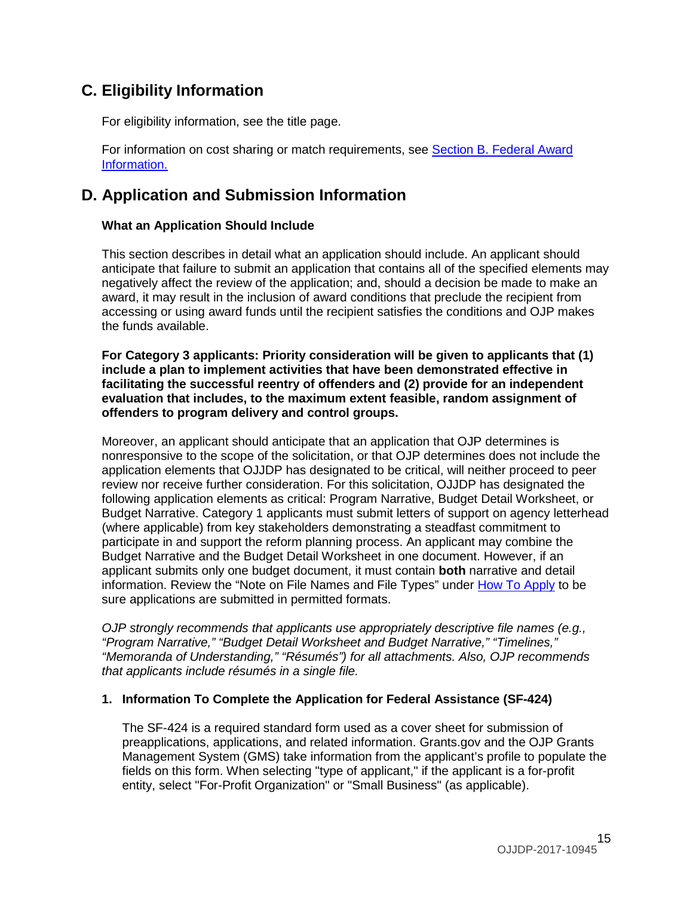## C. Eligibility Information

For eligibility information, see the title page.

For information on cost sharing or match requirements, see Section B. Federal Award Information.

## D. Application and Submission Information

### What an Application Should Include

This section describes in detail what an application should include. An applicant should anticipate that failure to submit an application that contains all of the specified elements may negatively affect the review of the application; and, should a decision be made to make an award, it may result in the inclusion of award conditions that preclude the recipient from accessing or using award funds until the recipient satisfies the conditions and OJP makes the funds available.

**For Category 3 applicants: Priority consideration will be given to applicants that (1) include a plan to implement activities that have been demonstrated effective in facilitating the successful reentry of offenders and (2) provide for an independent evaluation that includes, to the maximum extent feasible, random assignment of offenders to program delivery and control groups.**

Moreover, an applicant should anticipate that an application that OJP determines is nonresponsive to the scope of the solicitation, or that OJP determines does not include the application elements that OJJDP has designated to be critical, will neither proceed to peer review nor receive further consideration. For this solicitation, OJJDP has designated the following application elements as critical: Program Narrative, Budget Detail Worksheet, or Budget Narrative. Category 1 applicants must submit letters of support on agency letterhead (where applicable) from key stakeholders demonstrating a steadfast commitment to participate in and support the reform planning process. An applicant may combine the Budget Narrative and the Budget Detail Worksheet in one document. However, if an applicant submits only one budget document, it must contain **both** narrative and detail information. Review the "Note on File Names and File Types" under How To Apply to be sure applications are submitted in permitted formats.

*OJP strongly recommends that applicants use appropriately descriptive file names (e.g., "Program Narrative," "Budget Detail Worksheet and Budget Narrative," "Timelines," "Memoranda of Understanding," "Résumés") for all attachments. Also, OJP recommends that applicants include résumés in a single file.*

### 1. Information To Complete the Application for Federal Assistance (SF-424)

The SF-424 is a required standard form used as a cover sheet for submission of preapplications, applications, and related information. Grants.gov and the OJP Grants Management System (GMS) take information from the applicant's profile to populate the fields on this form. When selecting "type of applicant," if the applicant is a for-profit entity, select "For-Profit Organization" or "Small Business" (as applicable).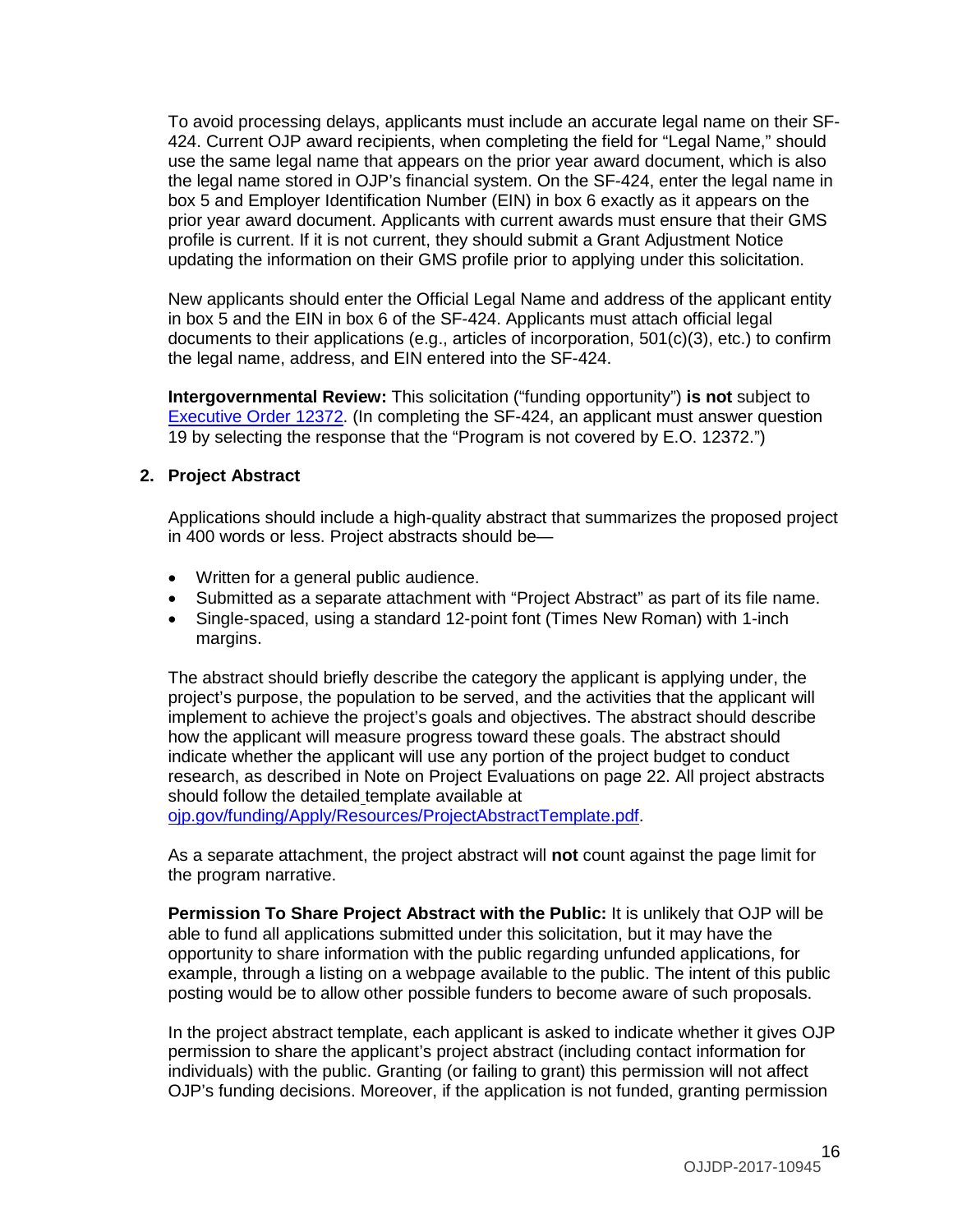To avoid processing delays, applicants must include an accurate legal name on their SF-424. Current OJP award recipients, when completing the field for "Legal Name," should use the same legal name that appears on the prior year award document, which is also the legal name stored in OJP's financial system. On the SF-424, enter the legal name in box 5 and Employer Identification Number (EIN) in box 6 exactly as it appears on the prior year award document. Applicants with current awards must ensure that their GMS profile is current. If it is not current, they should submit a Grant Adjustment Notice updating the information on their GMS profile prior to applying under this solicitation.

New applicants should enter the Official Legal Name and address of the applicant entity in box 5 and the EIN in box 6 of the SF-424. Applicants must attach official legal documents to their applications (e.g., articles of incorporation, 501(c)(3), etc.) to confirm the legal name, address, and EIN entered into the SF-424.

**Intergovernmental Review:** This solicitation ("funding opportunity") **is not** subject to [Executive Order 12372](). (In completing the SF-424, an applicant must answer question 19 by selecting the response that the "Program is not covered by E.O. 12372.")

**2. Project Abstract**

Applications should include a high-quality abstract that summarizes the proposed project in 400 words or less. Project abstracts should be—

- Written for a general public audience.
- Submitted as a separate attachment with "Project Abstract" as part of its file name.
- Single-spaced, using a standard 12-point font (Times New Roman) with 1-inch margins.

The abstract should briefly describe the category the applicant is applying under, the project's purpose, the population to be served, and the activities that the applicant will implement to achieve the project's goals and objectives. The abstract should describe how the applicant will measure progress toward these goals. The abstract should indicate whether the applicant will use any portion of the project budget to conduct research, as described in Note on Project Evaluations on page 22. All project abstracts should follow the detailed template available at [ojp.gov/funding/Apply/Resources/ProjectAbstractTemplate.pdf]().

As a separate attachment, the project abstract will **not** count against the page limit for the program narrative.

**Permission To Share Project Abstract with the Public:** It is unlikely that OJP will be able to fund all applications submitted under this solicitation, but it may have the opportunity to share information with the public regarding unfunded applications, for example, through a listing on a webpage available to the public. The intent of this public posting would be to allow other possible funders to become aware of such proposals.

In the project abstract template, each applicant is asked to indicate whether it gives OJP permission to share the applicant's project abstract (including contact information for individuals) with the public. Granting (or failing to grant) this permission will not affect OJP's funding decisions. Moreover, if the application is not funded, granting permission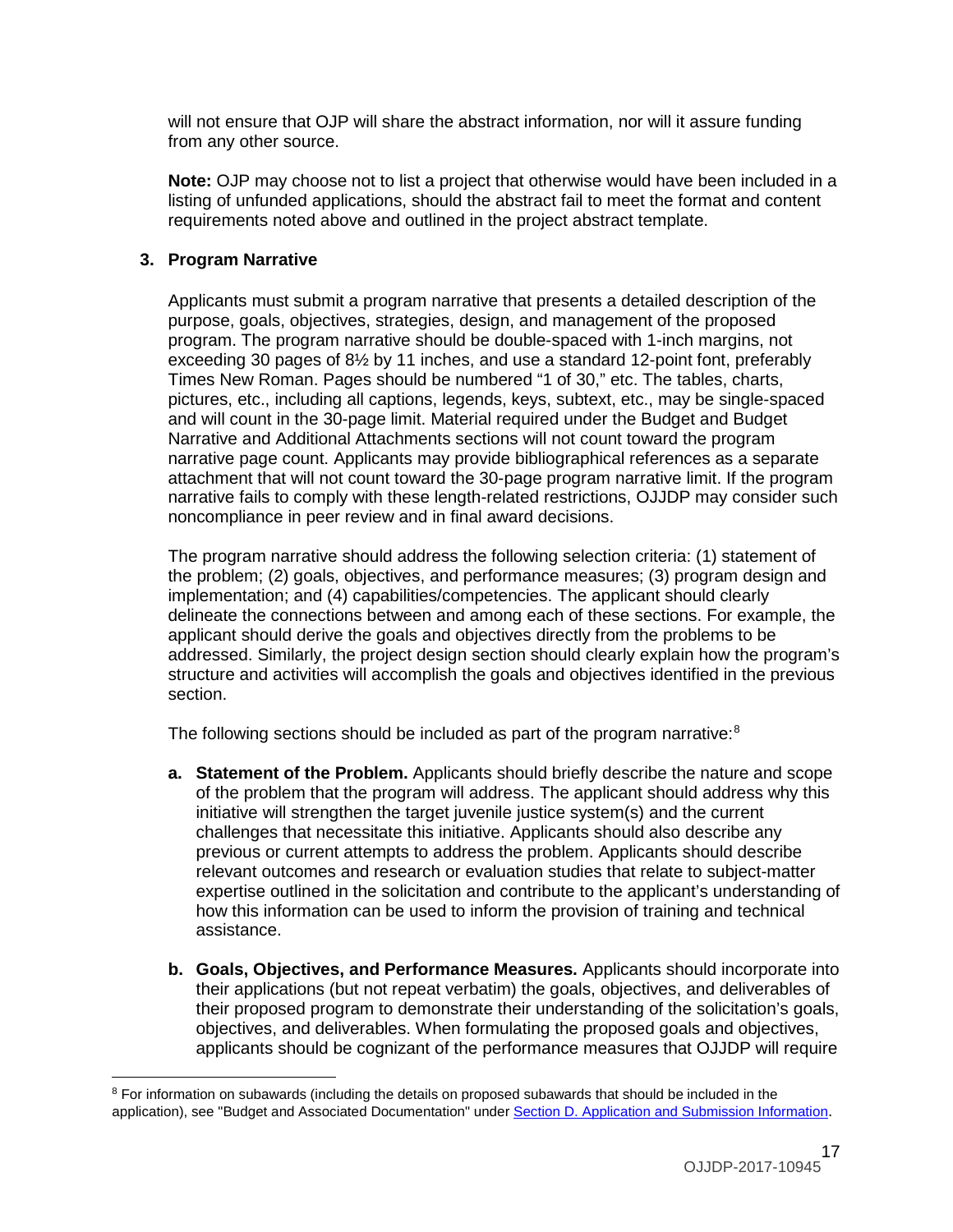will not ensure that OJP will share the abstract information, nor will it assure funding from any other source.

**Note:** OJP may choose not to list a project that otherwise would have been included in a listing of unfunded applications, should the abstract fail to meet the format and content requirements noted above and outlined in the project abstract template.

### 3. Program Narrative

Applicants must submit a program narrative that presents a detailed description of the purpose, goals, objectives, strategies, design, and management of the proposed program. The program narrative should be double-spaced with 1-inch margins, not exceeding 30 pages of 8½ by 11 inches, and use a standard 12-point font, preferably Times New Roman. Pages should be numbered "1 of 30," etc. The tables, charts, pictures, etc., including all captions, legends, keys, subtext, etc., may be single-spaced and will count in the 30-page limit. Material required under the Budget and Budget Narrative and Additional Attachments sections will not count toward the program narrative page count. Applicants may provide bibliographical references as a separate attachment that will not count toward the 30-page program narrative limit. If the program narrative fails to comply with these length-related restrictions, OJJDP may consider such noncompliance in peer review and in final award decisions.

The program narrative should address the following selection criteria: (1) statement of the problem; (2) goals, objectives, and performance measures; (3) program design and implementation; and (4) capabilities/competencies. The applicant should clearly delineate the connections between and among each of these sections. For example, the applicant should derive the goals and objectives directly from the problems to be addressed. Similarly, the project design section should clearly explain how the program's structure and activities will accomplish the goals and objectives identified in the previous section.

The following sections should be included as part of the program narrative:[8]

a. **Statement of the Problem.** Applicants should briefly describe the nature and scope of the problem that the program will address. The applicant should address why this initiative will strengthen the target juvenile justice system(s) and the current challenges that necessitate this initiative. Applicants should also describe any previous or current attempts to address the problem. Applicants should describe relevant outcomes and research or evaluation studies that relate to subject-matter expertise outlined in the solicitation and contribute to the applicant's understanding of how this information can be used to inform the provision of training and technical assistance.

b. **Goals, Objectives, and Performance Measures.** Applicants should incorporate into their applications (but not repeat verbatim) the goals, objectives, and deliverables of their proposed program to demonstrate their understanding of the solicitation's goals, objectives, and deliverables. When formulating the proposed goals and objectives, applicants should be cognizant of the performance measures that OJJDP will require

---

[8] For information on subawards (including the details on proposed subawards that should be included in the application), see "Budget and Associated Documentation" under Section D. Application and Submission Information.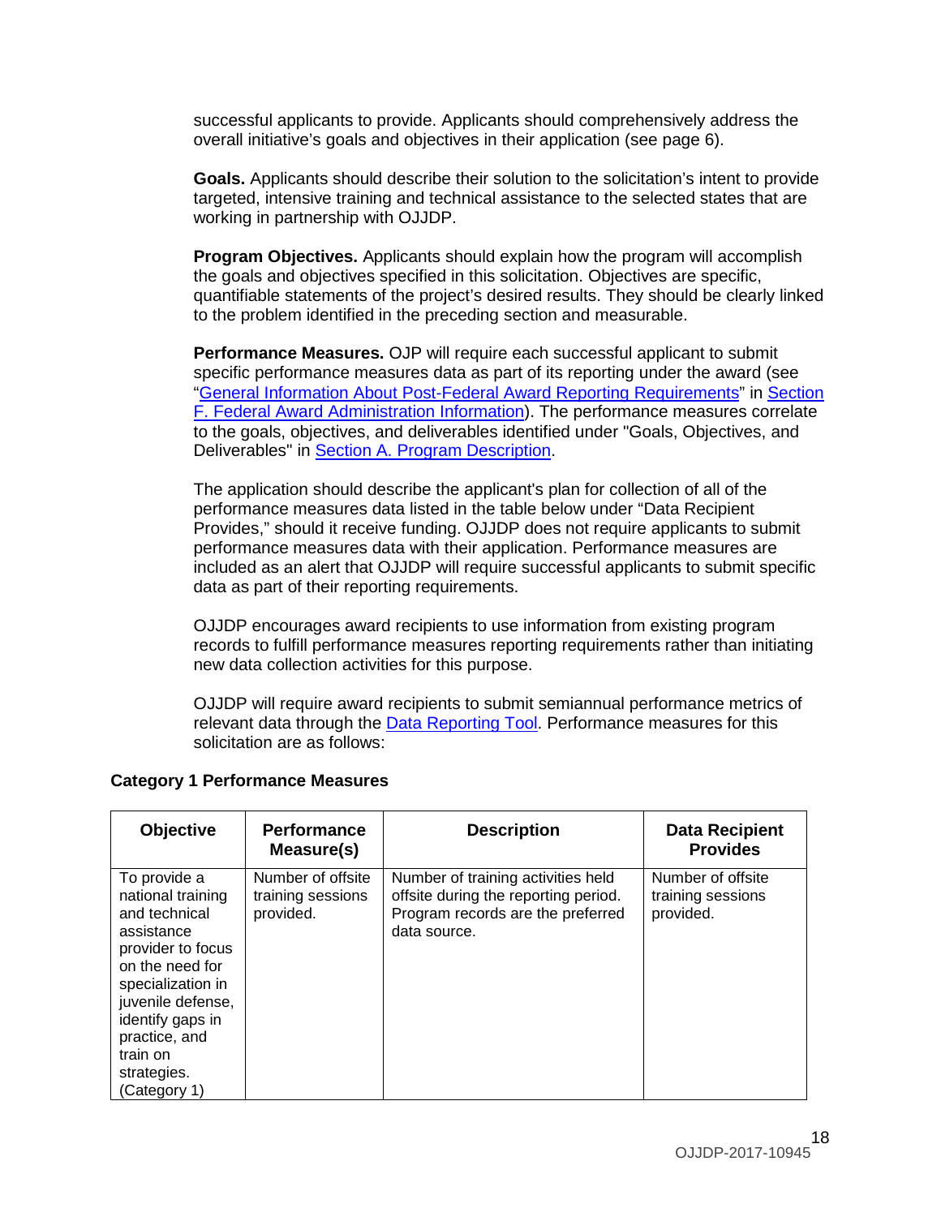successful applicants to provide. Applicants should comprehensively address the overall initiative's goals and objectives in their application (see page 6).

**Goals.** Applicants should describe their solution to the solicitation's intent to provide targeted, intensive training and technical assistance to the selected states that are working in partnership with OJJDP.

**Program Objectives.** Applicants should explain how the program will accomplish the goals and objectives specified in this solicitation. Objectives are specific, quantifiable statements of the project's desired results. They should be clearly linked to the problem identified in the preceding section and measurable.

**Performance Measures.** OJP will require each successful applicant to submit specific performance measures data as part of its reporting under the award (see "General Information About Post-Federal Award Reporting Requirements" in Section F. Federal Award Administration Information). The performance measures correlate to the goals, objectives, and deliverables identified under "Goals, Objectives, and Deliverables" in Section A. Program Description.

The application should describe the applicant's plan for collection of all of the performance measures data listed in the table below under "Data Recipient Provides," should it receive funding. OJJDP does not require applicants to submit performance measures data with their application. Performance measures are included as an alert that OJJDP will require successful applicants to submit specific data as part of their reporting requirements.

OJJDP encourages award recipients to use information from existing program records to fulfill performance measures reporting requirements rather than initiating new data collection activities for this purpose.

OJJDP will require award recipients to submit semiannual performance metrics of relevant data through the Data Reporting Tool. Performance measures for this solicitation are as follows:

**Category 1 Performance Measures**

| Objective | Performance Measure(s) | Description | Data Recipient Provides |
|---|---|---|---|
| To provide a national training and technical assistance provider to focus on the need for specialization in juvenile defense, identify gaps in practice, and train on strategies. (Category 1) | Number of offsite training sessions provided. | Number of training activities held offsite during the reporting period. Program records are the preferred data source. | Number of offsite training sessions provided. |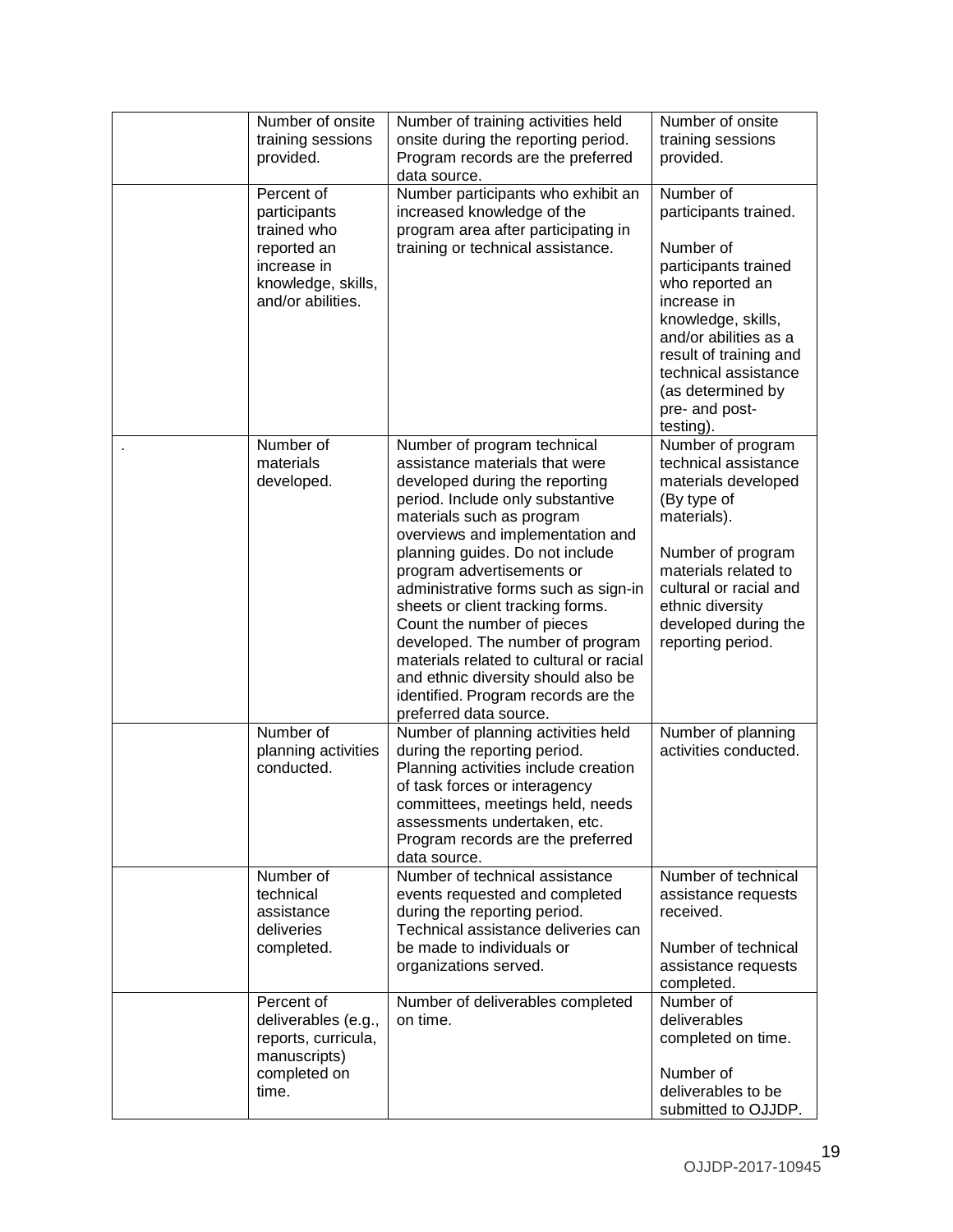| | | | |
|---|---|---|---|
| | Number of onsite training sessions provided. | Number of training activities held onsite during the reporting period. Program records are the preferred data source. | Number of onsite training sessions provided. |
| | Percent of participants trained who reported an increase in knowledge, skills, and/or abilities. | Number participants who exhibit an increased knowledge of the program area after participating in training or technical assistance. | Number of participants trained.<br><br>Number of participants trained who reported an increase in knowledge, skills, and/or abilities as a result of training and technical assistance (as determined by pre- and post-testing). |
| . | Number of materials developed. | Number of program technical assistance materials that were developed during the reporting period. Include only substantive materials such as program overviews and implementation and planning guides. Do not include program advertisements or administrative forms such as sign-in sheets or client tracking forms. Count the number of pieces developed. The number of program materials related to cultural or racial and ethnic diversity should also be identified. Program records are the preferred data source. | Number of program technical assistance materials developed (By type of materials).<br><br>Number of program materials related to cultural or racial and ethnic diversity developed during the reporting period. |
| | Number of planning activities conducted. | Number of planning activities held during the reporting period. Planning activities include creation of task forces or interagency committees, meetings held, needs assessments undertaken, etc. Program records are the preferred data source. | Number of planning activities conducted. |
| | Number of technical assistance deliveries completed. | Number of technical assistance events requested and completed during the reporting period. Technical assistance deliveries can be made to individuals or organizations served. | Number of technical assistance requests received.<br><br>Number of technical assistance requests completed. |
| | Percent of deliverables (e.g., reports, curricula, manuscripts) completed on time. | Number of deliverables completed on time. | Number of deliverables completed on time.<br><br>Number of deliverables to be submitted to OJJDP. |

OJJDP-2017-10945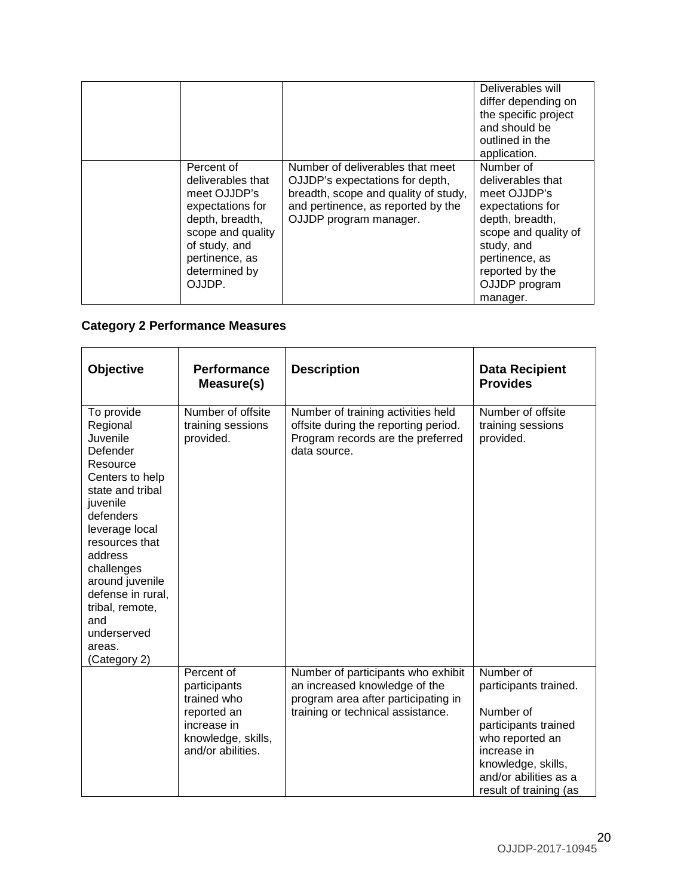| | | | |
|---|---|---|---|
| | | | Deliverables will differ depending on the specific project and should be outlined in the application. |
| | Percent of deliverables that meet OJJDP's expectations for depth, breadth, scope and quality of study, and pertinence, as determined by OJJDP. | Number of deliverables that meet OJJDP's expectations for depth, breadth, scope and quality of study, and pertinence, as reported by the OJJDP program manager. | Number of deliverables that meet OJJDP's expectations for depth, breadth, scope and quality of study, and pertinence, as reported by the OJJDP program manager. |

**Category 2 Performance Measures**

| Objective | Performance Measure(s) | Description | Data Recipient Provides |
|---|---|---|---|
| To provide Regional Juvenile Defender Resource Centers to help state and tribal juvenile defenders leverage local resources that address challenges around juvenile defense in rural, tribal, remote, and underserved areas. (Category 2) | Number of offsite training sessions provided. | Number of training activities held offsite during the reporting period. Program records are the preferred data source. | Number of offsite training sessions provided. |
| | Percent of participants trained who reported an increase in knowledge, skills, and/or abilities. | Number of participants who exhibit an increased knowledge of the program area after participating in training or technical assistance. | Number of participants trained.<br><br>Number of participants trained who reported an increase in knowledge, skills, and/or abilities as a result of training (as |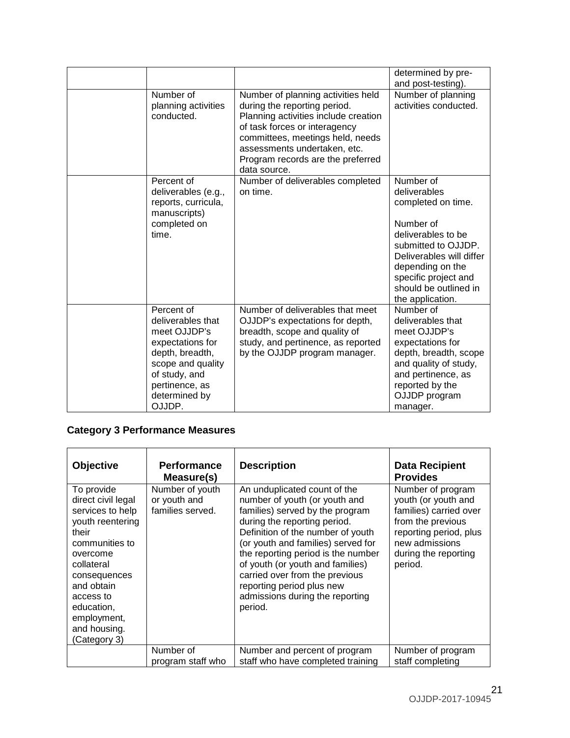| | | | determined by pre- and post-testing). |
|---|---|---|---|
| | Number of planning activities conducted. | Number of planning activities held during the reporting period. Planning activities include creation of task forces or interagency committees, meetings held, needs assessments undertaken, etc. Program records are the preferred data source. | Number of planning activities conducted. |
| | Percent of deliverables (e.g., reports, curricula, manuscripts) completed on time. | Number of deliverables completed on time. | Number of deliverables completed on time.<br><br>Number of deliverables to be submitted to OJJDP. Deliverables will differ depending on the specific project and should be outlined in the application. |
| | Percent of deliverables that meet OJJDP's expectations for depth, breadth, scope and quality of study, and pertinence, as determined by OJJDP. | Number of deliverables that meet OJJDP's expectations for depth, breadth, scope and quality of study, and pertinence, as reported by the OJJDP program manager. | Number of deliverables that meet OJJDP's expectations for depth, breadth, scope and quality of study, and pertinence, as reported by the OJJDP program manager. |

## Category 3 Performance Measures

| Objective | Performance Measure(s) | Description | Data Recipient Provides |
|---|---|---|---|
| To provide direct civil legal services to help youth reentering their communities to overcome collateral consequences and obtain access to education, employment, and housing. (Category 3) | Number of youth or youth and families served. | An unduplicated count of the number of youth (or youth and families) served by the program during the reporting period. Definition of the number of youth (or youth and families) served for the reporting period is the number of youth (or youth and families) carried over from the previous reporting period plus new admissions during the reporting period. | Number of program youth (or youth and families) carried over from the previous reporting period, plus new admissions during the reporting period. |
| | Number of program staff who | Number and percent of program staff who have completed training | Number of program staff completing |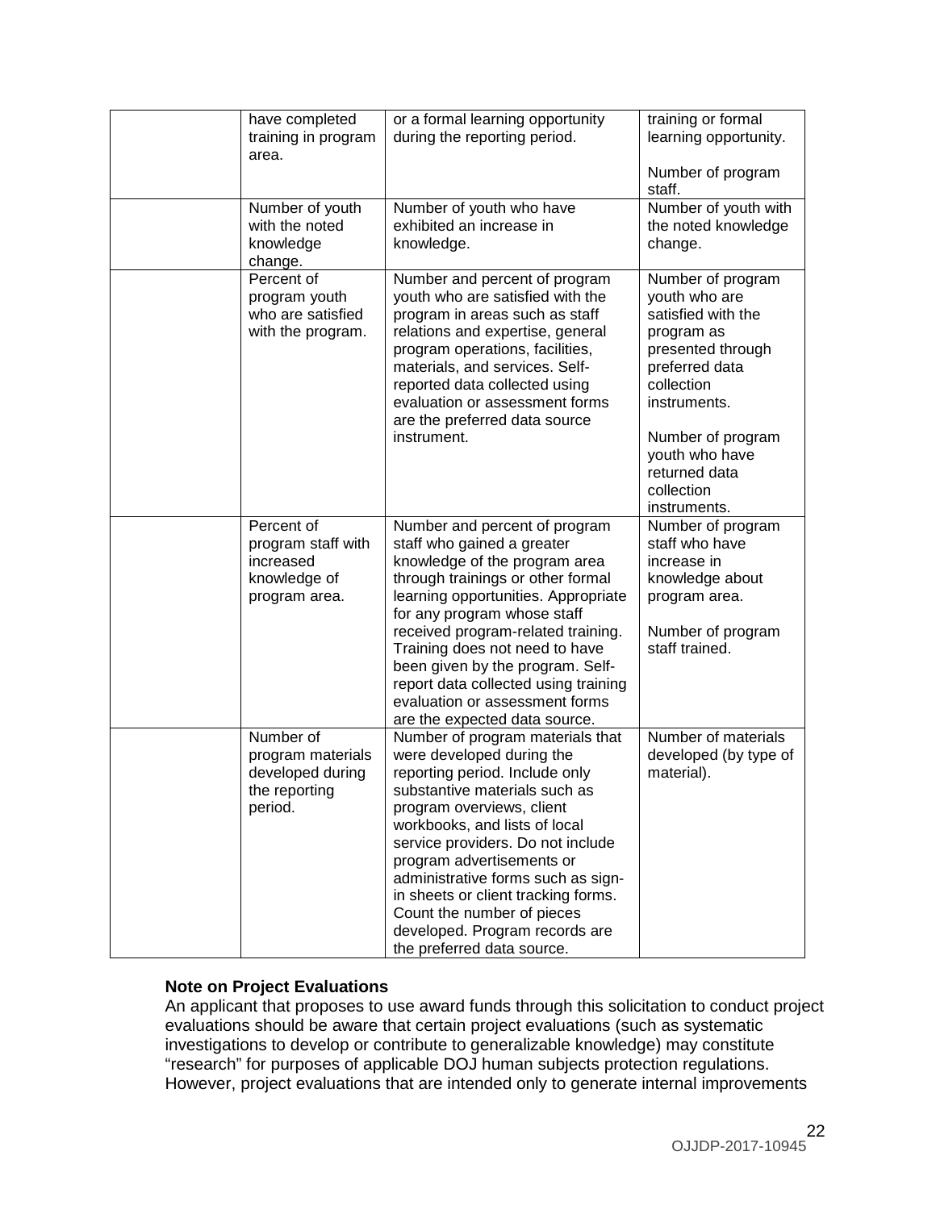| | | | |
|---|---|---|---|
| | have completed training in program area. | or a formal learning opportunity during the reporting period. | training or formal learning opportunity.<br><br>Number of program staff. |
| | Number of youth with the noted knowledge change. | Number of youth who have exhibited an increase in knowledge. | Number of youth with the noted knowledge change. |
| | Percent of program youth who are satisfied with the program. | Number and percent of program youth who are satisfied with the program in areas such as staff relations and expertise, general program operations, facilities, materials, and services. Self-reported data collected using evaluation or assessment forms are the preferred data source instrument. | Number of program youth who are satisfied with the program as presented through preferred data collection instruments.<br><br>Number of program youth who have returned data collection instruments. |
| | Percent of program staff with increased knowledge of program area. | Number and percent of program staff who gained a greater knowledge of the program area through trainings or other formal learning opportunities. Appropriate for any program whose staff received program-related training. Training does not need to have been given by the program. Self-report data collected using training evaluation or assessment forms are the expected data source. | Number of program staff who have increase in knowledge about program area.<br><br>Number of program staff trained. |
| | Number of program materials developed during the reporting period. | Number of program materials that were developed during the reporting period. Include only substantive materials such as program overviews, client workbooks, and lists of local service providers. Do not include program advertisements or administrative forms such as sign-in sheets or client tracking forms. Count the number of pieces developed. Program records are the preferred data source. | Number of materials developed (by type of material). |

**Note on Project Evaluations**

An applicant that proposes to use award funds through this solicitation to conduct project evaluations should be aware that certain project evaluations (such as systematic investigations to develop or contribute to generalizable knowledge) may constitute "research" for purposes of applicable DOJ human subjects protection regulations. However, project evaluations that are intended only to generate internal improvements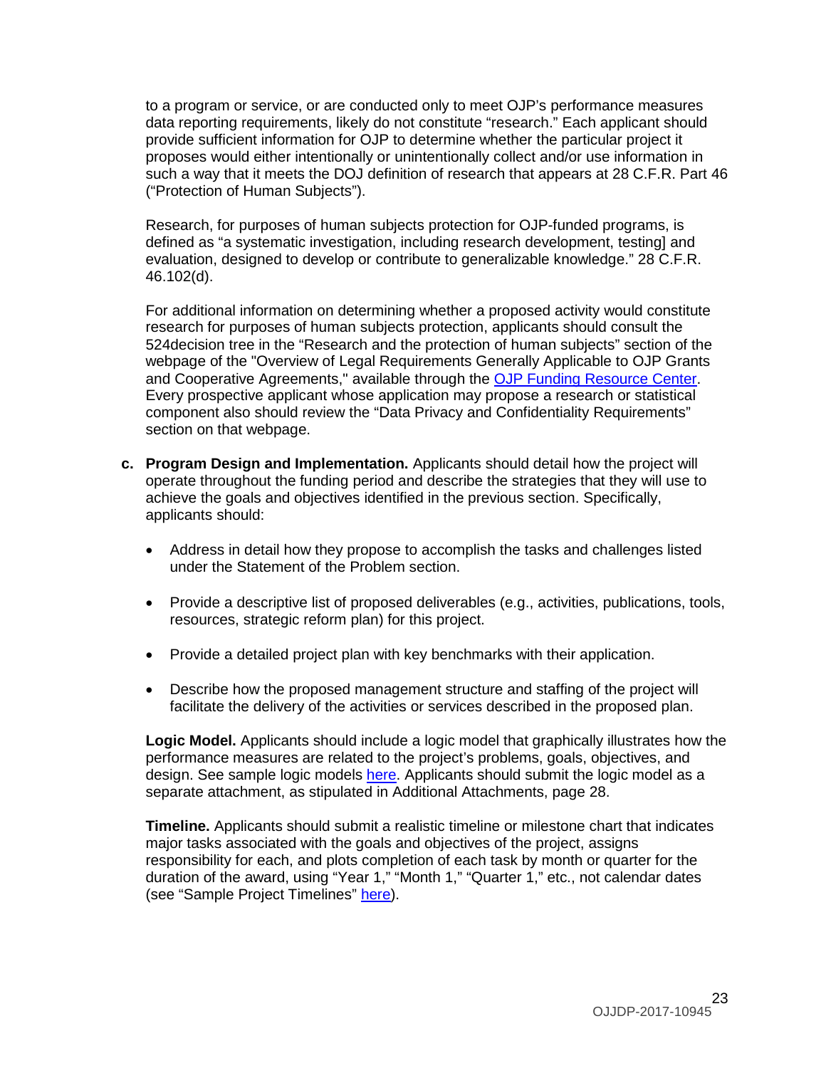to a program or service, or are conducted only to meet OJP's performance measures data reporting requirements, likely do not constitute "research." Each applicant should provide sufficient information for OJP to determine whether the particular project it proposes would either intentionally or unintentionally collect and/or use information in such a way that it meets the DOJ definition of research that appears at 28 C.F.R. Part 46 ("Protection of Human Subjects").

Research, for purposes of human subjects protection for OJP-funded programs, is defined as "a systematic investigation, including research development, testing] and evaluation, designed to develop or contribute to generalizable knowledge." 28 C.F.R. 46.102(d).

For additional information on determining whether a proposed activity would constitute research for purposes of human subjects protection, applicants should consult the 524decision tree in the "Research and the protection of human subjects" section of the webpage of the "Overview of Legal Requirements Generally Applicable to OJP Grants and Cooperative Agreements," available through the OJP Funding Resource Center. Every prospective applicant whose application may propose a research or statistical component also should review the "Data Privacy and Confidentiality Requirements" section on that webpage.

**c. Program Design and Implementation.** Applicants should detail how the project will operate throughout the funding period and describe the strategies that they will use to achieve the goals and objectives identified in the previous section. Specifically, applicants should:

- Address in detail how they propose to accomplish the tasks and challenges listed under the Statement of the Problem section.
- Provide a descriptive list of proposed deliverables (e.g., activities, publications, tools, resources, strategic reform plan) for this project.
- Provide a detailed project plan with key benchmarks with their application.
- Describe how the proposed management structure and staffing of the project will facilitate the delivery of the activities or services described in the proposed plan.

**Logic Model.** Applicants should include a logic model that graphically illustrates how the performance measures are related to the project's problems, goals, objectives, and design. See sample logic models here. Applicants should submit the logic model as a separate attachment, as stipulated in Additional Attachments, page 28.

**Timeline.** Applicants should submit a realistic timeline or milestone chart that indicates major tasks associated with the goals and objectives of the project, assigns responsibility for each, and plots completion of each task by month or quarter for the duration of the award, using "Year 1," "Month 1," "Quarter 1," etc., not calendar dates (see "Sample Project Timelines" here).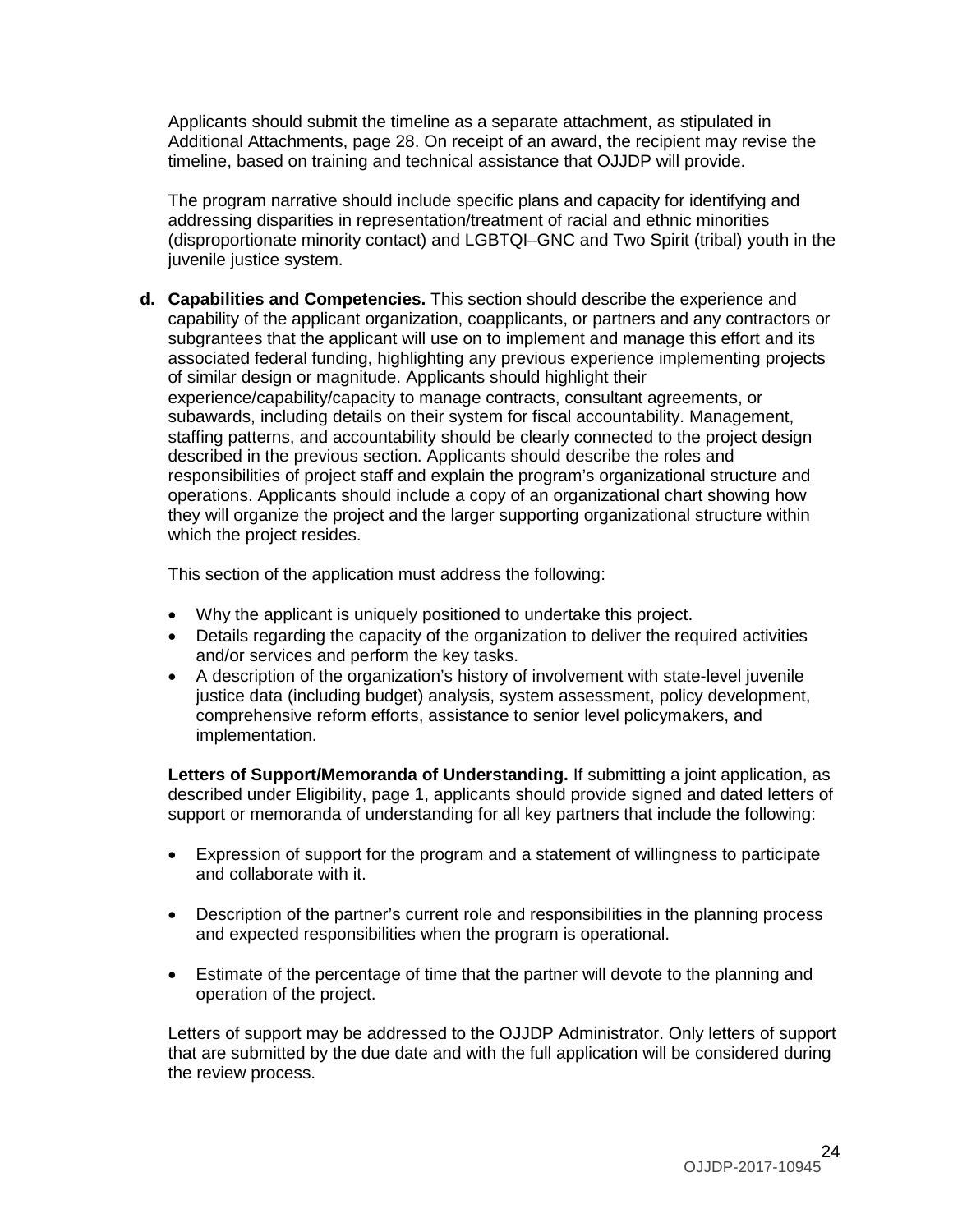Applicants should submit the timeline as a separate attachment, as stipulated in Additional Attachments, page 28. On receipt of an award, the recipient may revise the timeline, based on training and technical assistance that OJJDP will provide.

The program narrative should include specific plans and capacity for identifying and addressing disparities in representation/treatment of racial and ethnic minorities (disproportionate minority contact) and LGBTQI–GNC and Two Spirit (tribal) youth in the juvenile justice system.

**d. Capabilities and Competencies.** This section should describe the experience and capability of the applicant organization, coapplicants, or partners and any contractors or subgrantees that the applicant will use on to implement and manage this effort and its associated federal funding, highlighting any previous experience implementing projects of similar design or magnitude. Applicants should highlight their experience/capability/capacity to manage contracts, consultant agreements, or subawards, including details on their system for fiscal accountability. Management, staffing patterns, and accountability should be clearly connected to the project design described in the previous section. Applicants should describe the roles and responsibilities of project staff and explain the program's organizational structure and operations. Applicants should include a copy of an organizational chart showing how they will organize the project and the larger supporting organizational structure within which the project resides.

This section of the application must address the following:

- Why the applicant is uniquely positioned to undertake this project.
- Details regarding the capacity of the organization to deliver the required activities and/or services and perform the key tasks.
- A description of the organization's history of involvement with state-level juvenile justice data (including budget) analysis, system assessment, policy development, comprehensive reform efforts, assistance to senior level policymakers, and implementation.

**Letters of Support/Memoranda of Understanding.** If submitting a joint application, as described under Eligibility, page 1, applicants should provide signed and dated letters of support or memoranda of understanding for all key partners that include the following:

- Expression of support for the program and a statement of willingness to participate and collaborate with it.
- Description of the partner's current role and responsibilities in the planning process and expected responsibilities when the program is operational.
- Estimate of the percentage of time that the partner will devote to the planning and operation of the project.

Letters of support may be addressed to the OJJDP Administrator. Only letters of support that are submitted by the due date and with the full application will be considered during the review process.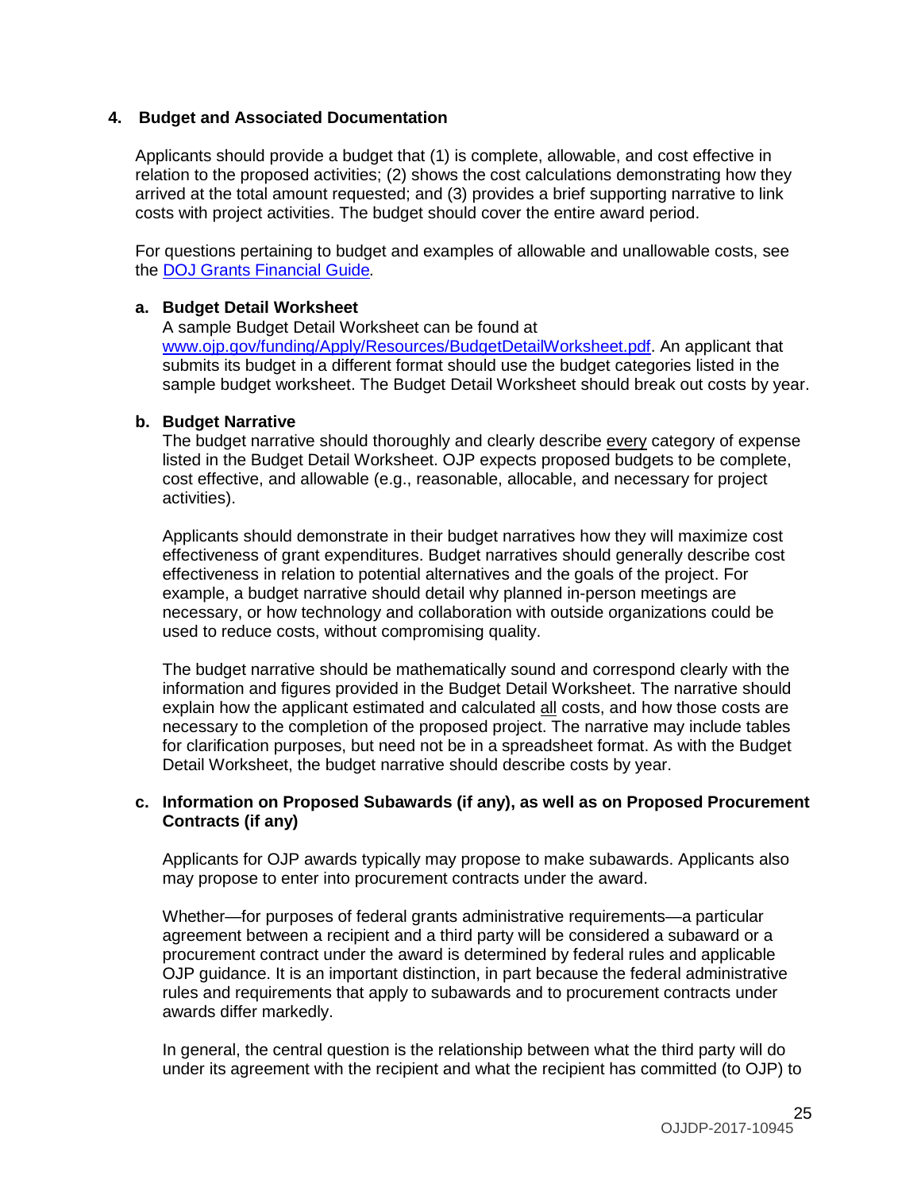## 4. Budget and Associated Documentation

Applicants should provide a budget that (1) is complete, allowable, and cost effective in relation to the proposed activities; (2) shows the cost calculations demonstrating how they arrived at the total amount requested; and (3) provides a brief supporting narrative to link costs with project activities. The budget should cover the entire award period.

For questions pertaining to budget and examples of allowable and unallowable costs, see the [DOJ Grants Financial Guide](DOJ Grants Financial Guide)*.*

### a. Budget Detail Worksheet

A sample Budget Detail Worksheet can be found at [www.ojp.gov/funding/Apply/Resources/BudgetDetailWorksheet.pdf](www.ojp.gov/funding/Apply/Resources/BudgetDetailWorksheet.pdf). An applicant that submits its budget in a different format should use the budget categories listed in the sample budget worksheet. The Budget Detail Worksheet should break out costs by year.

### b. Budget Narrative

The budget narrative should thoroughly and clearly describe every category of expense listed in the Budget Detail Worksheet. OJP expects proposed budgets to be complete, cost effective, and allowable (e.g., reasonable, allocable, and necessary for project activities).

Applicants should demonstrate in their budget narratives how they will maximize cost effectiveness of grant expenditures. Budget narratives should generally describe cost effectiveness in relation to potential alternatives and the goals of the project. For example, a budget narrative should detail why planned in-person meetings are necessary, or how technology and collaboration with outside organizations could be used to reduce costs, without compromising quality.

The budget narrative should be mathematically sound and correspond clearly with the information and figures provided in the Budget Detail Worksheet. The narrative should explain how the applicant estimated and calculated all costs, and how those costs are necessary to the completion of the proposed project. The narrative may include tables for clarification purposes, but need not be in a spreadsheet format. As with the Budget Detail Worksheet, the budget narrative should describe costs by year.

### c. Information on Proposed Subawards (if any), as well as on Proposed Procurement Contracts (if any)

Applicants for OJP awards typically may propose to make subawards. Applicants also may propose to enter into procurement contracts under the award.

Whether—for purposes of federal grants administrative requirements—a particular agreement between a recipient and a third party will be considered a subaward or a procurement contract under the award is determined by federal rules and applicable OJP guidance. It is an important distinction, in part because the federal administrative rules and requirements that apply to subawards and to procurement contracts under awards differ markedly.

In general, the central question is the relationship between what the third party will do under its agreement with the recipient and what the recipient has committed (to OJP) to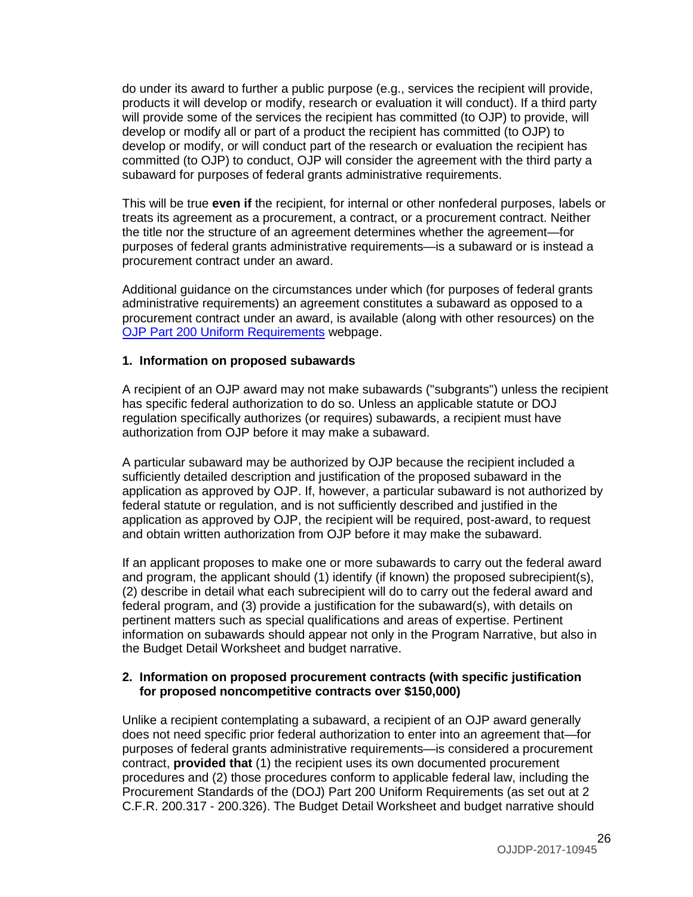do under its award to further a public purpose (e.g., services the recipient will provide, products it will develop or modify, research or evaluation it will conduct). If a third party will provide some of the services the recipient has committed (to OJP) to provide, will develop or modify all or part of a product the recipient has committed (to OJP) to develop or modify, or will conduct part of the research or evaluation the recipient has committed (to OJP) to conduct, OJP will consider the agreement with the third party a subaward for purposes of federal grants administrative requirements.

This will be true **even if** the recipient, for internal or other nonfederal purposes, labels or treats its agreement as a procurement, a contract, or a procurement contract. Neither the title nor the structure of an agreement determines whether the agreement—for purposes of federal grants administrative requirements—is a subaward or is instead a procurement contract under an award.

Additional guidance on the circumstances under which (for purposes of federal grants administrative requirements) an agreement constitutes a subaward as opposed to a procurement contract under an award, is available (along with other resources) on the [OJP Part 200 Uniform Requirements](OJP Part 200 Uniform Requirements) webpage.

**1. Information on proposed subawards**

A recipient of an OJP award may not make subawards ("subgrants") unless the recipient has specific federal authorization to do so. Unless an applicable statute or DOJ regulation specifically authorizes (or requires) subawards, a recipient must have authorization from OJP before it may make a subaward.

A particular subaward may be authorized by OJP because the recipient included a sufficiently detailed description and justification of the proposed subaward in the application as approved by OJP. If, however, a particular subaward is not authorized by federal statute or regulation, and is not sufficiently described and justified in the application as approved by OJP, the recipient will be required, post-award, to request and obtain written authorization from OJP before it may make the subaward.

If an applicant proposes to make one or more subawards to carry out the federal award and program, the applicant should (1) identify (if known) the proposed subrecipient(s), (2) describe in detail what each subrecipient will do to carry out the federal award and federal program, and (3) provide a justification for the subaward(s), with details on pertinent matters such as special qualifications and areas of expertise. Pertinent information on subawards should appear not only in the Program Narrative, but also in the Budget Detail Worksheet and budget narrative.

**2. Information on proposed procurement contracts (with specific justification for proposed noncompetitive contracts over $150,000)**

Unlike a recipient contemplating a subaward, a recipient of an OJP award generally does not need specific prior federal authorization to enter into an agreement that—for purposes of federal grants administrative requirements—is considered a procurement contract, **provided that** (1) the recipient uses its own documented procurement procedures and (2) those procedures conform to applicable federal law, including the Procurement Standards of the (DOJ) Part 200 Uniform Requirements (as set out at 2 C.F.R. 200.317 - 200.326). The Budget Detail Worksheet and budget narrative should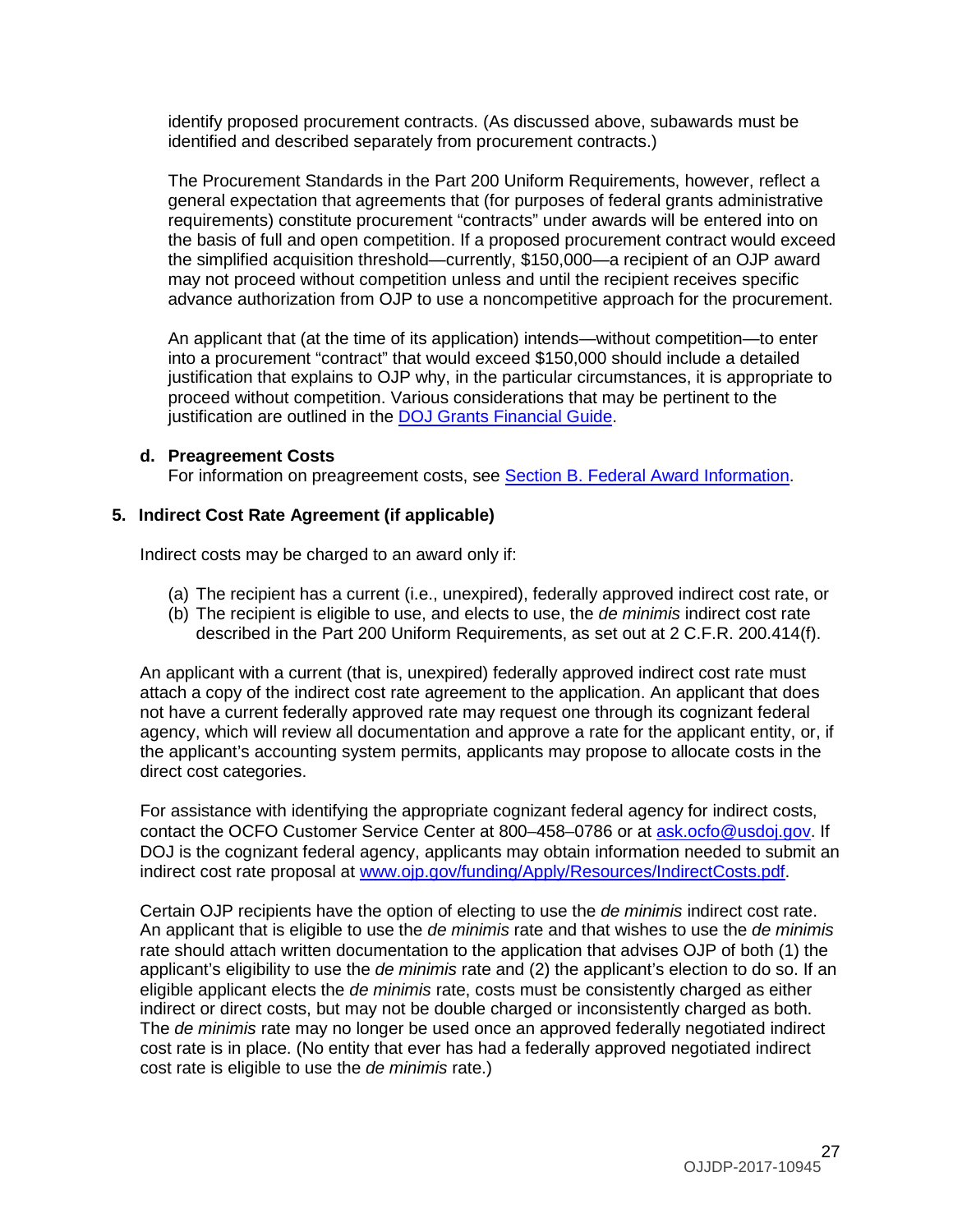identify proposed procurement contracts. (As discussed above, subawards must be identified and described separately from procurement contracts.)

The Procurement Standards in the Part 200 Uniform Requirements, however, reflect a general expectation that agreements that (for purposes of federal grants administrative requirements) constitute procurement "contracts" under awards will be entered into on the basis of full and open competition. If a proposed procurement contract would exceed the simplified acquisition threshold—currently, $150,000—a recipient of an OJP award may not proceed without competition unless and until the recipient receives specific advance authorization from OJP to use a noncompetitive approach for the procurement.

An applicant that (at the time of its application) intends—without competition—to enter into a procurement "contract" that would exceed $150,000 should include a detailed justification that explains to OJP why, in the particular circumstances, it is appropriate to proceed without competition. Various considerations that may be pertinent to the justification are outlined in the DOJ Grants Financial Guide.

**d. Preagreement Costs**

For information on preagreement costs, see Section B. Federal Award Information.

### 5. Indirect Cost Rate Agreement (if applicable)

Indirect costs may be charged to an award only if:

(a) The recipient has a current (i.e., unexpired), federally approved indirect cost rate, or
(b) The recipient is eligible to use, and elects to use, the *de minimis* indirect cost rate described in the Part 200 Uniform Requirements, as set out at 2 C.F.R. 200.414(f).

An applicant with a current (that is, unexpired) federally approved indirect cost rate must attach a copy of the indirect cost rate agreement to the application. An applicant that does not have a current federally approved rate may request one through its cognizant federal agency, which will review all documentation and approve a rate for the applicant entity, or, if the applicant's accounting system permits, applicants may propose to allocate costs in the direct cost categories.

For assistance with identifying the appropriate cognizant federal agency for indirect costs, contact the OCFO Customer Service Center at 800–458–0786 or at ask.ocfo@usdoj.gov. If DOJ is the cognizant federal agency, applicants may obtain information needed to submit an indirect cost rate proposal at www.ojp.gov/funding/Apply/Resources/IndirectCosts.pdf.

Certain OJP recipients have the option of electing to use the *de minimis* indirect cost rate. An applicant that is eligible to use the *de minimis* rate and that wishes to use the *de minimis* rate should attach written documentation to the application that advises OJP of both (1) the applicant's eligibility to use the *de minimis* rate and (2) the applicant's election to do so. If an eligible applicant elects the *de minimis* rate, costs must be consistently charged as either indirect or direct costs, but may not be double charged or inconsistently charged as both. The *de minimis* rate may no longer be used once an approved federally negotiated indirect cost rate is in place. (No entity that ever has had a federally approved negotiated indirect cost rate is eligible to use the *de minimis* rate.)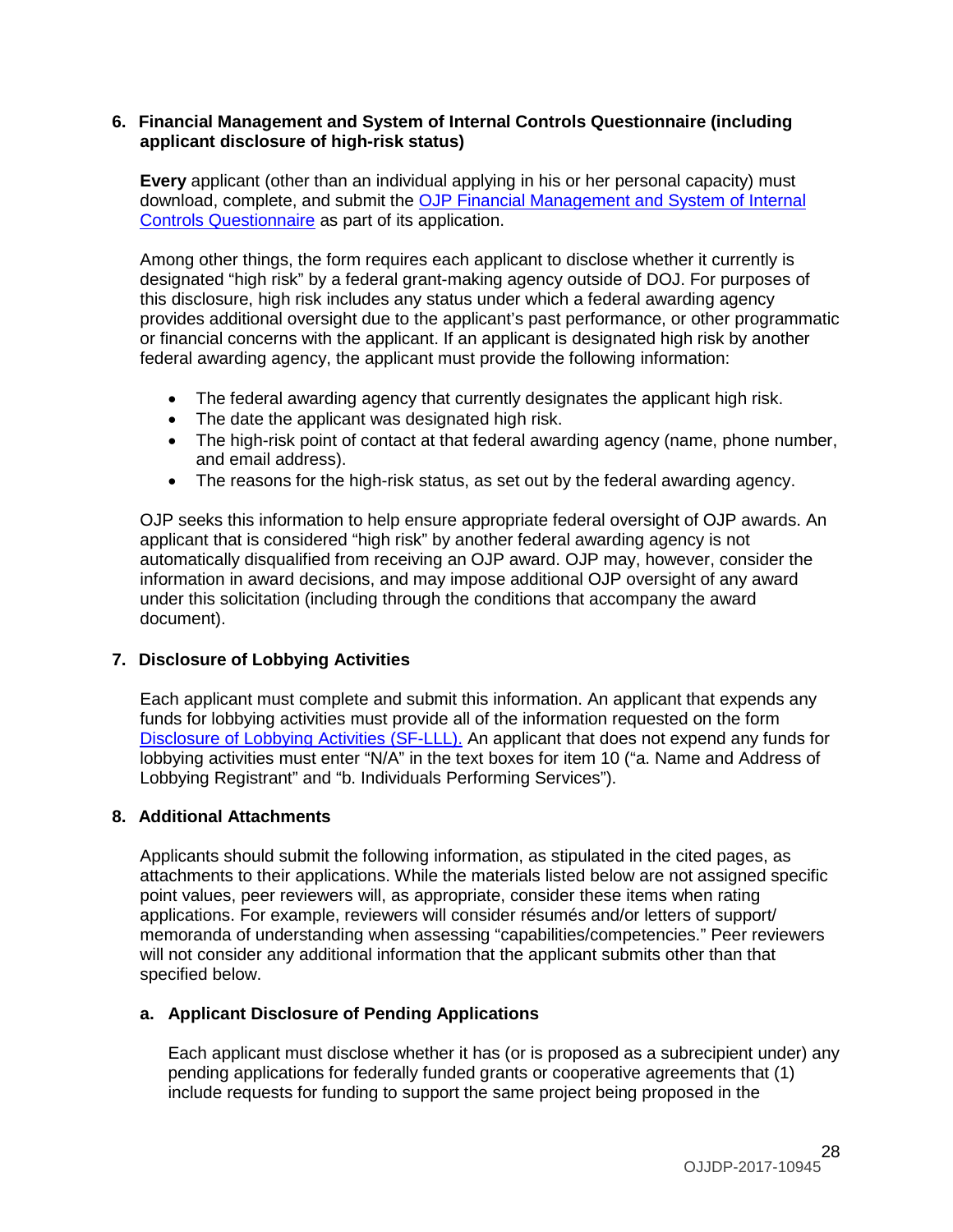### 6. Financial Management and System of Internal Controls Questionnaire (including applicant disclosure of high-risk status)

**Every** applicant (other than an individual applying in his or her personal capacity) must download, complete, and submit the OJP Financial Management and System of Internal Controls Questionnaire as part of its application.

Among other things, the form requires each applicant to disclose whether it currently is designated "high risk" by a federal grant-making agency outside of DOJ. For purposes of this disclosure, high risk includes any status under which a federal awarding agency provides additional oversight due to the applicant's past performance, or other programmatic or financial concerns with the applicant. If an applicant is designated high risk by another federal awarding agency, the applicant must provide the following information:

- The federal awarding agency that currently designates the applicant high risk.
- The date the applicant was designated high risk.
- The high-risk point of contact at that federal awarding agency (name, phone number, and email address).
- The reasons for the high-risk status, as set out by the federal awarding agency.

OJP seeks this information to help ensure appropriate federal oversight of OJP awards. An applicant that is considered "high risk" by another federal awarding agency is not automatically disqualified from receiving an OJP award. OJP may, however, consider the information in award decisions, and may impose additional OJP oversight of any award under this solicitation (including through the conditions that accompany the award document).

### 7. Disclosure of Lobbying Activities

Each applicant must complete and submit this information. An applicant that expends any funds for lobbying activities must provide all of the information requested on the form Disclosure of Lobbying Activities (SF-LLL). An applicant that does not expend any funds for lobbying activities must enter "N/A" in the text boxes for item 10 ("a. Name and Address of Lobbying Registrant" and "b. Individuals Performing Services").

### 8. Additional Attachments

Applicants should submit the following information, as stipulated in the cited pages, as attachments to their applications. While the materials listed below are not assigned specific point values, peer reviewers will, as appropriate, consider these items when rating applications. For example, reviewers will consider résumés and/or letters of support/ memoranda of understanding when assessing "capabilities/competencies." Peer reviewers will not consider any additional information that the applicant submits other than that specified below.

#### a. Applicant Disclosure of Pending Applications

Each applicant must disclose whether it has (or is proposed as a subrecipient under) any pending applications for federally funded grants or cooperative agreements that (1) include requests for funding to support the same project being proposed in the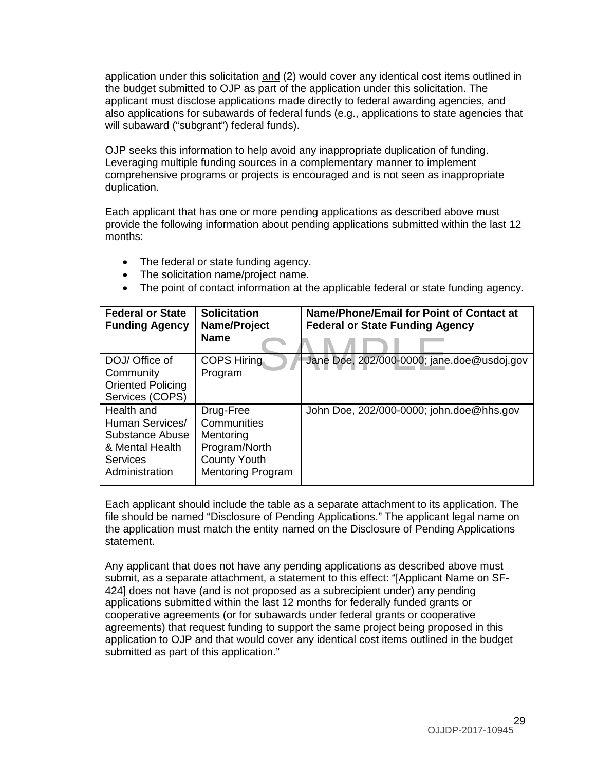application under this solicitation and (2) would cover any identical cost items outlined in the budget submitted to OJP as part of the application under this solicitation. The applicant must disclose applications made directly to federal awarding agencies, and also applications for subawards of federal funds (e.g., applications to state agencies that will subaward ("subgrant") federal funds).

OJP seeks this information to help avoid any inappropriate duplication of funding. Leveraging multiple funding sources in a complementary manner to implement comprehensive programs or projects is encouraged and is not seen as inappropriate duplication.

Each applicant that has one or more pending applications as described above must provide the following information about pending applications submitted within the last 12 months:

- The federal or state funding agency.
- The solicitation name/project name.
- The point of contact information at the applicable federal or state funding agency.

| Federal or State Funding Agency | Solicitation Name/Project Name | Name/Phone/Email for Point of Contact at Federal or State Funding Agency |
|---|---|---|
| DOJ/ Office of Community Oriented Policing Services (COPS) | COPS Hiring Program | Jane Doe, 202/000-0000; jane.doe@usdoj.gov |
| Health and Human Services/ Substance Abuse & Mental Health Services Administration | Drug-Free Communities Mentoring Program/North County Youth Mentoring Program | John Doe, 202/000-0000; john.doe@hhs.gov |

Each applicant should include the table as a separate attachment to its application. The file should be named "Disclosure of Pending Applications." The applicant legal name on the application must match the entity named on the Disclosure of Pending Applications statement.

Any applicant that does not have any pending applications as described above must submit, as a separate attachment, a statement to this effect: "[Applicant Name on SF-424] does not have (and is not proposed as a subrecipient under) any pending applications submitted within the last 12 months for federally funded grants or cooperative agreements (or for subawards under federal grants or cooperative agreements) that request funding to support the same project being proposed in this application to OJP and that would cover any identical cost items outlined in the budget submitted as part of this application."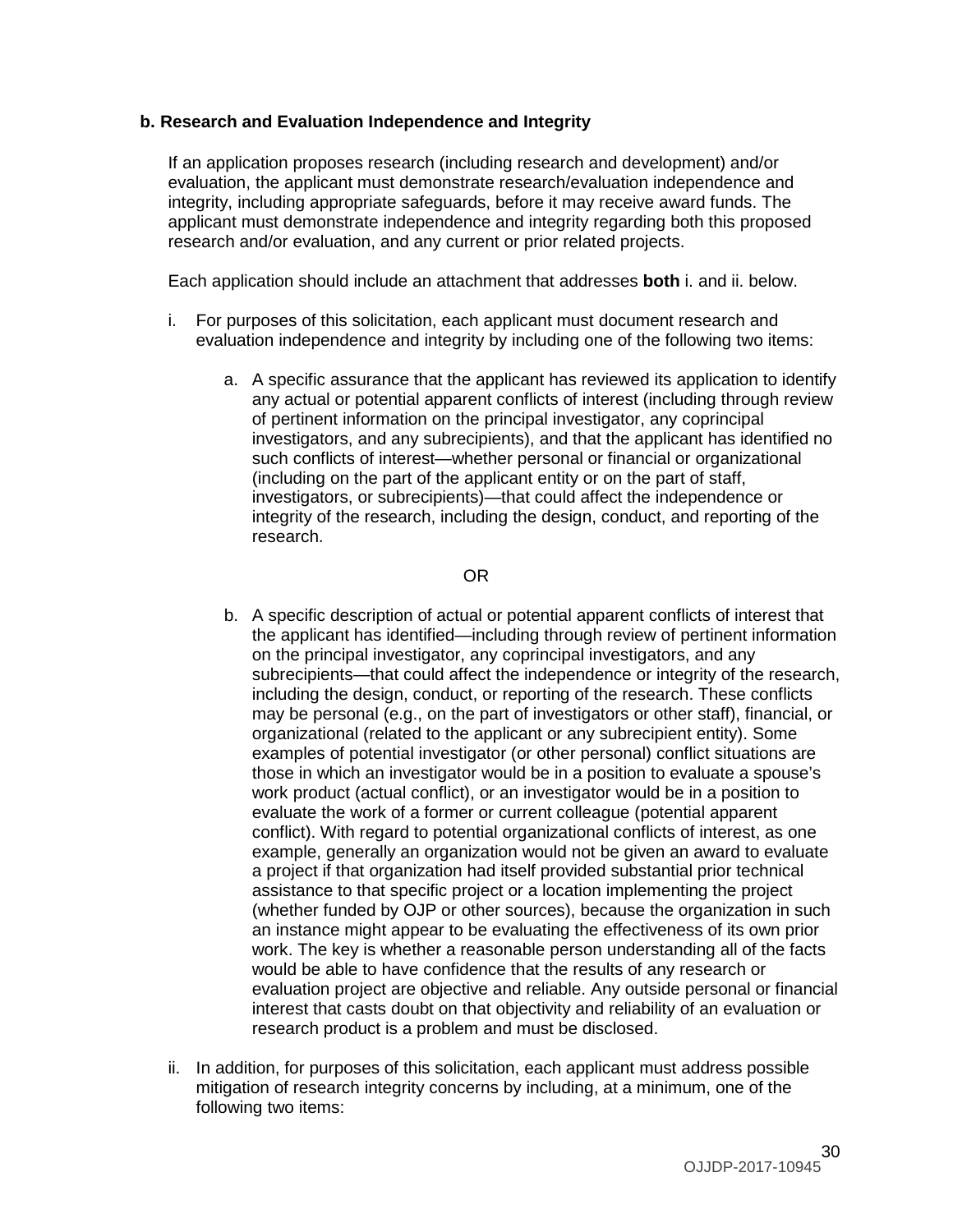**b. Research and Evaluation Independence and Integrity**

If an application proposes research (including research and development) and/or evaluation, the applicant must demonstrate research/evaluation independence and integrity, including appropriate safeguards, before it may receive award funds. The applicant must demonstrate independence and integrity regarding both this proposed research and/or evaluation, and any current or prior related projects.

Each application should include an attachment that addresses **both** i. and ii. below.

i. For purposes of this solicitation, each applicant must document research and evaluation independence and integrity by including one of the following two items:

   a. A specific assurance that the applicant has reviewed its application to identify any actual or potential apparent conflicts of interest (including through review of pertinent information on the principal investigator, any coprincipal investigators, and any subrecipients), and that the applicant has identified no such conflicts of interest—whether personal or financial or organizational (including on the part of the applicant entity or on the part of staff, investigators, or subrecipients)—that could affect the independence or integrity of the research, including the design, conduct, and reporting of the research.

   OR

   b. A specific description of actual or potential apparent conflicts of interest that the applicant has identified—including through review of pertinent information on the principal investigator, any coprincipal investigators, and any subrecipients—that could affect the independence or integrity of the research, including the design, conduct, or reporting of the research. These conflicts may be personal (e.g., on the part of investigators or other staff), financial, or organizational (related to the applicant or any subrecipient entity). Some examples of potential investigator (or other personal) conflict situations are those in which an investigator would be in a position to evaluate a spouse's work product (actual conflict), or an investigator would be in a position to evaluate the work of a former or current colleague (potential apparent conflict). With regard to potential organizational conflicts of interest, as one example, generally an organization would not be given an award to evaluate a project if that organization had itself provided substantial prior technical assistance to that specific project or a location implementing the project (whether funded by OJP or other sources), because the organization in such an instance might appear to be evaluating the effectiveness of its own prior work. The key is whether a reasonable person understanding all of the facts would be able to have confidence that the results of any research or evaluation project are objective and reliable. Any outside personal or financial interest that casts doubt on that objectivity and reliability of an evaluation or research product is a problem and must be disclosed.

ii. In addition, for purposes of this solicitation, each applicant must address possible mitigation of research integrity concerns by including, at a minimum, one of the following two items: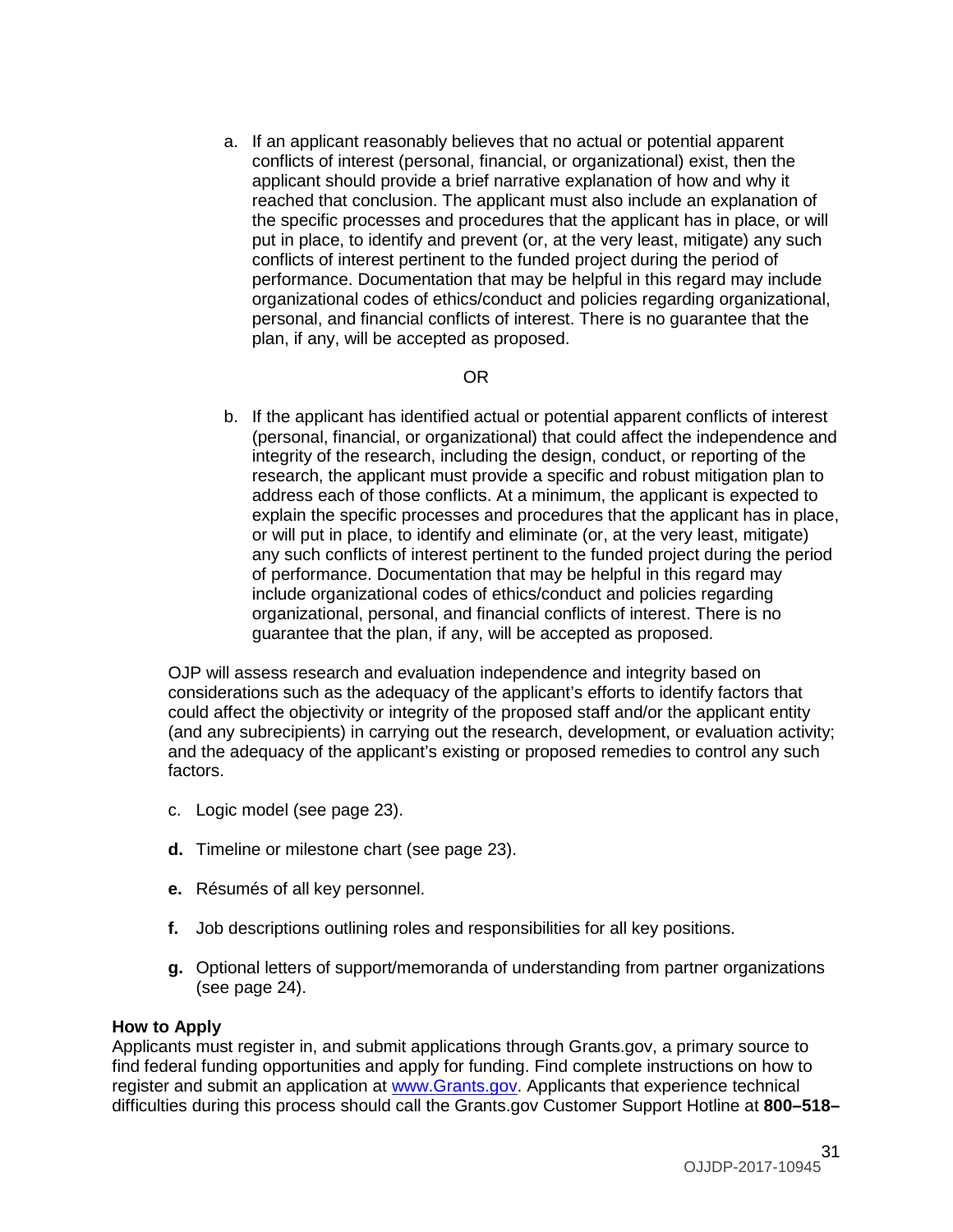a. If an applicant reasonably believes that no actual or potential apparent conflicts of interest (personal, financial, or organizational) exist, then the applicant should provide a brief narrative explanation of how and why it reached that conclusion. The applicant must also include an explanation of the specific processes and procedures that the applicant has in place, or will put in place, to identify and prevent (or, at the very least, mitigate) any such conflicts of interest pertinent to the funded project during the period of performance. Documentation that may be helpful in this regard may include organizational codes of ethics/conduct and policies regarding organizational, personal, and financial conflicts of interest. There is no guarantee that the plan, if any, will be accepted as proposed.

OR

b. If the applicant has identified actual or potential apparent conflicts of interest (personal, financial, or organizational) that could affect the independence and integrity of the research, including the design, conduct, or reporting of the research, the applicant must provide a specific and robust mitigation plan to address each of those conflicts. At a minimum, the applicant is expected to explain the specific processes and procedures that the applicant has in place, or will put in place, to identify and eliminate (or, at the very least, mitigate) any such conflicts of interest pertinent to the funded project during the period of performance. Documentation that may be helpful in this regard may include organizational codes of ethics/conduct and policies regarding organizational, personal, and financial conflicts of interest. There is no guarantee that the plan, if any, will be accepted as proposed.

OJP will assess research and evaluation independence and integrity based on considerations such as the adequacy of the applicant's efforts to identify factors that could affect the objectivity or integrity of the proposed staff and/or the applicant entity (and any subrecipients) in carrying out the research, development, or evaluation activity; and the adequacy of the applicant's existing or proposed remedies to control any such factors.

c. Logic model (see page 23).

**d.** Timeline or milestone chart (see page 23).

**e.** Résumés of all key personnel.

**f.** Job descriptions outlining roles and responsibilities for all key positions.

**g.** Optional letters of support/memoranda of understanding from partner organizations (see page 24).

**How to Apply**
Applicants must register in, and submit applications through Grants.gov, a primary source to find federal funding opportunities and apply for funding. Find complete instructions on how to register and submit an application at www.Grants.gov. Applicants that experience technical difficulties during this process should call the Grants.gov Customer Support Hotline at **800–518–**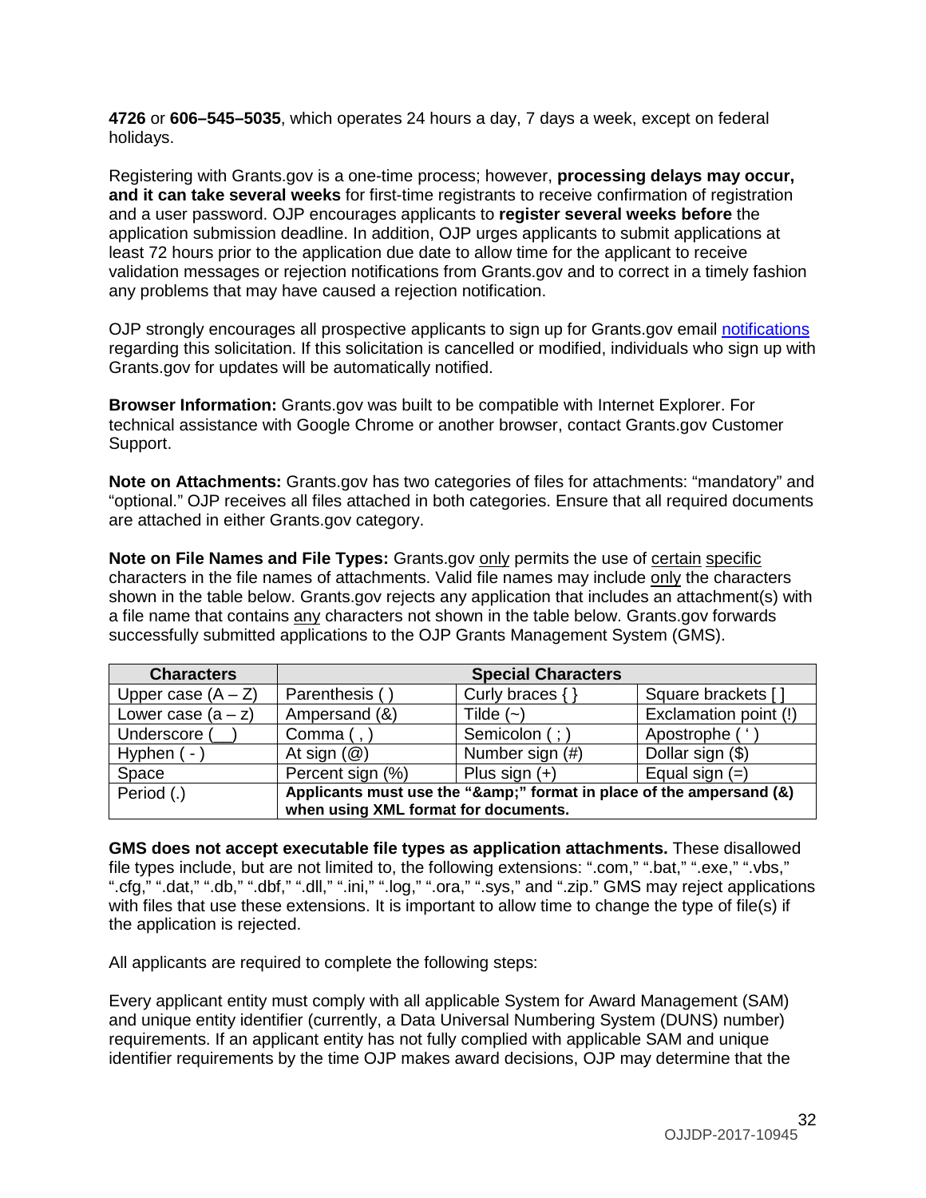**4726** or **606–545–5035**, which operates 24 hours a day, 7 days a week, except on federal holidays.

Registering with Grants.gov is a one-time process; however, **processing delays may occur, and it can take several weeks** for first-time registrants to receive confirmation of registration and a user password. OJP encourages applicants to **register several weeks before** the application submission deadline. In addition, OJP urges applicants to submit applications at least 72 hours prior to the application due date to allow time for the applicant to receive validation messages or rejection notifications from Grants.gov and to correct in a timely fashion any problems that may have caused a rejection notification.

OJP strongly encourages all prospective applicants to sign up for Grants.gov email notifications regarding this solicitation. If this solicitation is cancelled or modified, individuals who sign up with Grants.gov for updates will be automatically notified.

**Browser Information:** Grants.gov was built to be compatible with Internet Explorer. For technical assistance with Google Chrome or another browser, contact Grants.gov Customer Support.

**Note on Attachments:** Grants.gov has two categories of files for attachments: "mandatory" and "optional." OJP receives all files attached in both categories. Ensure that all required documents are attached in either Grants.gov category.

**Note on File Names and File Types:** Grants.gov only permits the use of certain specific characters in the file names of attachments. Valid file names may include only the characters shown in the table below. Grants.gov rejects any application that includes an attachment(s) with a file name that contains any characters not shown in the table below. Grants.gov forwards successfully submitted applications to the OJP Grants Management System (GMS).

| Characters | Special Characters | | |
|---|---|---|---|
| Upper case (A – Z) | Parenthesis ( ) | Curly braces { } | Square brackets [ ] |
| Lower case (a – z) | Ampersand (&) | Tilde (~) | Exclamation point (!) |
| Underscore (__) | Comma ( , ) | Semicolon ( ; ) | Apostrophe ( ' ) |
| Hyphen ( - ) | At sign (@) | Number sign (#) | Dollar sign ($) |
| Space | Percent sign (%) | Plus sign (+) | Equal sign (=) |
| Period (.) | **Applicants must use the "&amp;" format in place of the ampersand (&) when using XML format for documents.** | | |

**GMS does not accept executable file types as application attachments.** These disallowed file types include, but are not limited to, the following extensions: ".com," ".bat," ".exe," ".vbs," ".cfg," ".dat," ".db," ".dbf," ".dll," ".ini," ".log," ".ora," ".sys," and ".zip." GMS may reject applications with files that use these extensions. It is important to allow time to change the type of file(s) if the application is rejected.

All applicants are required to complete the following steps:

Every applicant entity must comply with all applicable System for Award Management (SAM) and unique entity identifier (currently, a Data Universal Numbering System (DUNS) number) requirements. If an applicant entity has not fully complied with applicable SAM and unique identifier requirements by the time OJP makes award decisions, OJP may determine that the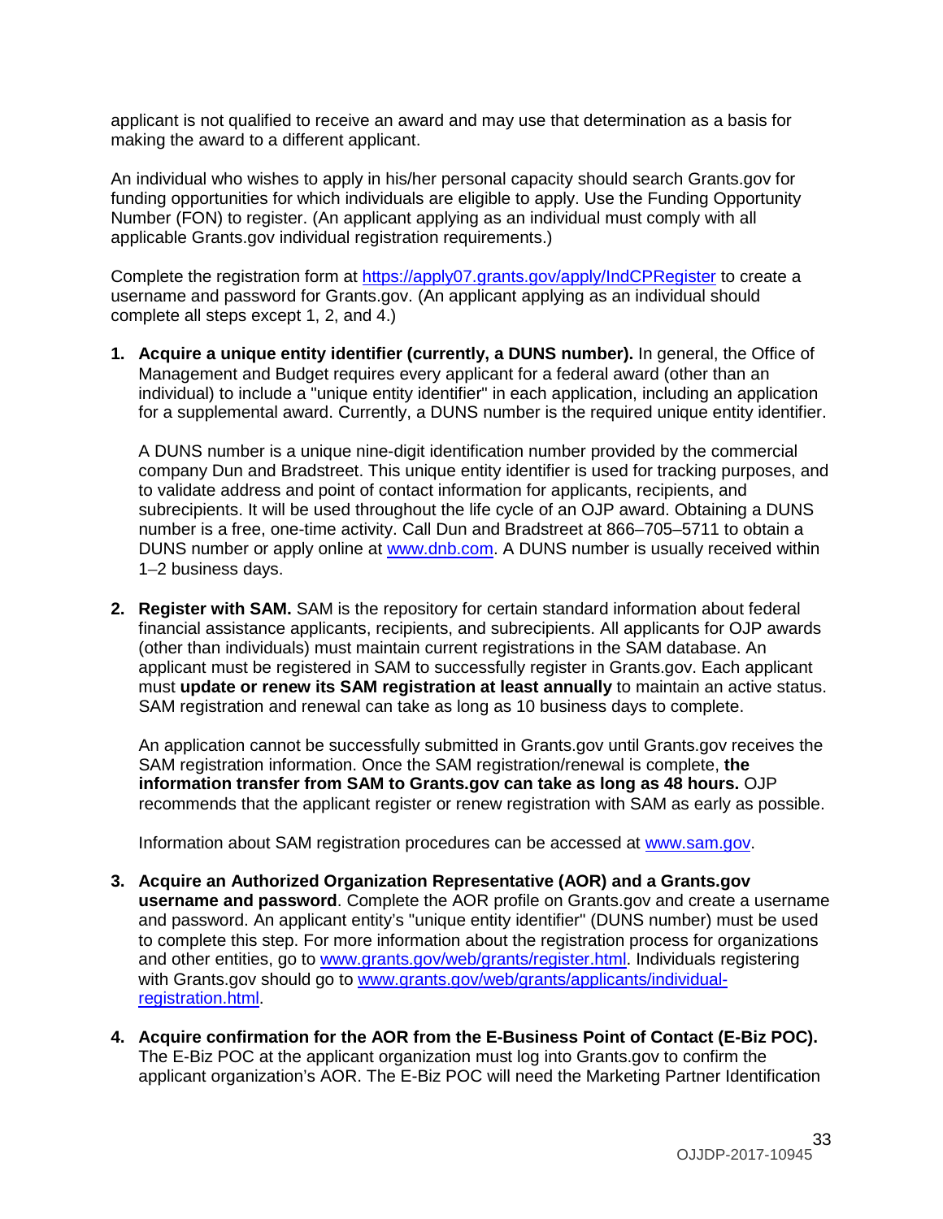applicant is not qualified to receive an award and may use that determination as a basis for making the award to a different applicant.

An individual who wishes to apply in his/her personal capacity should search Grants.gov for funding opportunities for which individuals are eligible to apply. Use the Funding Opportunity Number (FON) to register. (An applicant applying as an individual must comply with all applicable Grants.gov individual registration requirements.)

Complete the registration form at https://apply07.grants.gov/apply/IndCPRegister to create a username and password for Grants.gov. (An applicant applying as an individual should complete all steps except 1, 2, and 4.)

1. **Acquire a unique entity identifier (currently, a DUNS number).** In general, the Office of Management and Budget requires every applicant for a federal award (other than an individual) to include a "unique entity identifier" in each application, including an application for a supplemental award. Currently, a DUNS number is the required unique entity identifier.

   A DUNS number is a unique nine-digit identification number provided by the commercial company Dun and Bradstreet. This unique entity identifier is used for tracking purposes, and to validate address and point of contact information for applicants, recipients, and subrecipients. It will be used throughout the life cycle of an OJP award. Obtaining a DUNS number is a free, one-time activity. Call Dun and Bradstreet at 866–705–5711 to obtain a DUNS number or apply online at www.dnb.com. A DUNS number is usually received within 1–2 business days.

2. **Register with SAM.** SAM is the repository for certain standard information about federal financial assistance applicants, recipients, and subrecipients. All applicants for OJP awards (other than individuals) must maintain current registrations in the SAM database. An applicant must be registered in SAM to successfully register in Grants.gov. Each applicant must **update or renew its SAM registration at least annually** to maintain an active status. SAM registration and renewal can take as long as 10 business days to complete.

   An application cannot be successfully submitted in Grants.gov until Grants.gov receives the SAM registration information. Once the SAM registration/renewal is complete, **the information transfer from SAM to Grants.gov can take as long as 48 hours.** OJP recommends that the applicant register or renew registration with SAM as early as possible.

   Information about SAM registration procedures can be accessed at www.sam.gov.

3. **Acquire an Authorized Organization Representative (AOR) and a Grants.gov username and password**. Complete the AOR profile on Grants.gov and create a username and password. An applicant entity's "unique entity identifier" (DUNS number) must be used to complete this step. For more information about the registration process for organizations and other entities, go to www.grants.gov/web/grants/register.html. Individuals registering with Grants.gov should go to www.grants.gov/web/grants/applicants/individual-registration.html.

4. **Acquire confirmation for the AOR from the E-Business Point of Contact (E-Biz POC).** The E-Biz POC at the applicant organization must log into Grants.gov to confirm the applicant organization's AOR. The E-Biz POC will need the Marketing Partner Identification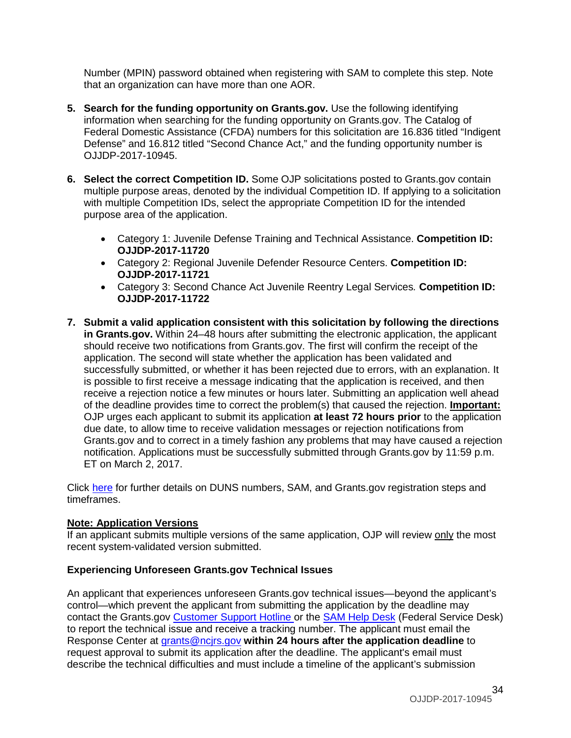Number (MPIN) password obtained when registering with SAM to complete this step. Note that an organization can have more than one AOR.

5. **Search for the funding opportunity on Grants.gov.** Use the following identifying information when searching for the funding opportunity on Grants.gov. The Catalog of Federal Domestic Assistance (CFDA) numbers for this solicitation are 16.836 titled "Indigent Defense" and 16.812 titled "Second Chance Act," and the funding opportunity number is OJJDP-2017-10945.

6. **Select the correct Competition ID.** Some OJP solicitations posted to Grants.gov contain multiple purpose areas, denoted by the individual Competition ID. If applying to a solicitation with multiple Competition IDs, select the appropriate Competition ID for the intended purpose area of the application.

   - Category 1: Juvenile Defense Training and Technical Assistance. **Competition ID: OJJDP-2017-11720**
   - Category 2: Regional Juvenile Defender Resource Centers. **Competition ID: OJJDP-2017-11721**
   - Category 3: Second Chance Act Juvenile Reentry Legal Services. **Competition ID: OJJDP-2017-11722**

7. **Submit a valid application consistent with this solicitation by following the directions in Grants.gov.** Within 24–48 hours after submitting the electronic application, the applicant should receive two notifications from Grants.gov. The first will confirm the receipt of the application. The second will state whether the application has been validated and successfully submitted, or whether it has been rejected due to errors, with an explanation. It is possible to first receive a message indicating that the application is received, and then receive a rejection notice a few minutes or hours later. Submitting an application well ahead of the deadline provides time to correct the problem(s) that caused the rejection. **Important:** OJP urges each applicant to submit its application **at least 72 hours prior** to the application due date, to allow time to receive validation messages or rejection notifications from Grants.gov and to correct in a timely fashion any problems that may have caused a rejection notification. Applications must be successfully submitted through Grants.gov by 11:59 p.m. ET on March 2, 2017.

Click here for further details on DUNS numbers, SAM, and Grants.gov registration steps and timeframes.

**Note: Application Versions**
If an applicant submits multiple versions of the same application, OJP will review only the most recent system-validated version submitted.

**Experiencing Unforeseen Grants.gov Technical Issues**

An applicant that experiences unforeseen Grants.gov technical issues—beyond the applicant's control—which prevent the applicant from submitting the application by the deadline may contact the Grants.gov Customer Support Hotline or the SAM Help Desk (Federal Service Desk) to report the technical issue and receive a tracking number. The applicant must email the Response Center at grants@ncjrs.gov **within 24 hours after the application deadline** to request approval to submit its application after the deadline. The applicant's email must describe the technical difficulties and must include a timeline of the applicant's submission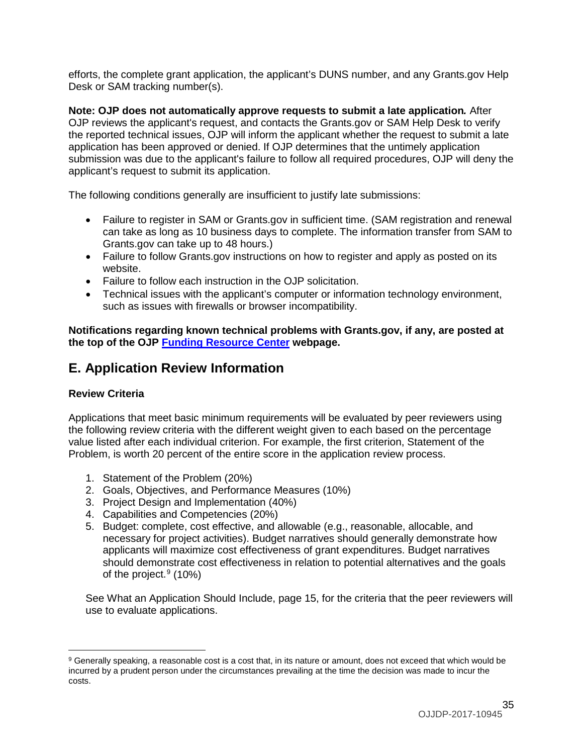efforts, the complete grant application, the applicant's DUNS number, and any Grants.gov Help Desk or SAM tracking number(s).

**Note: OJP does not automatically approve requests to submit a late application***.* After OJP reviews the applicant's request, and contacts the Grants.gov or SAM Help Desk to verify the reported technical issues, OJP will inform the applicant whether the request to submit a late application has been approved or denied. If OJP determines that the untimely application submission was due to the applicant's failure to follow all required procedures, OJP will deny the applicant's request to submit its application.

The following conditions generally are insufficient to justify late submissions:

- Failure to register in SAM or Grants.gov in sufficient time. (SAM registration and renewal can take as long as 10 business days to complete. The information transfer from SAM to Grants.gov can take up to 48 hours.)
- Failure to follow Grants.gov instructions on how to register and apply as posted on its website.
- Failure to follow each instruction in the OJP solicitation.
- Technical issues with the applicant's computer or information technology environment, such as issues with firewalls or browser incompatibility.

**Notifications regarding known technical problems with Grants.gov, if any, are posted at the top of the OJP Funding Resource Center webpage.**

## E. Application Review Information

### Review Criteria

Applications that meet basic minimum requirements will be evaluated by peer reviewers using the following review criteria with the different weight given to each based on the percentage value listed after each individual criterion. For example, the first criterion, Statement of the Problem, is worth 20 percent of the entire score in the application review process.

1. Statement of the Problem (20%)
2. Goals, Objectives, and Performance Measures (10%)
3. Project Design and Implementation (40%)
4. Capabilities and Competencies (20%)
5. Budget: complete, cost effective, and allowable (e.g., reasonable, allocable, and necessary for project activities). Budget narratives should generally demonstrate how applicants will maximize cost effectiveness of grant expenditures. Budget narratives should demonstrate cost effectiveness in relation to potential alternatives and the goals of the project.[9] (10%)

See What an Application Should Include, page 15, for the criteria that the peer reviewers will use to evaluate applications.

---

[9] Generally speaking, a reasonable cost is a cost that, in its nature or amount, does not exceed that which would be incurred by a prudent person under the circumstances prevailing at the time the decision was made to incur the costs.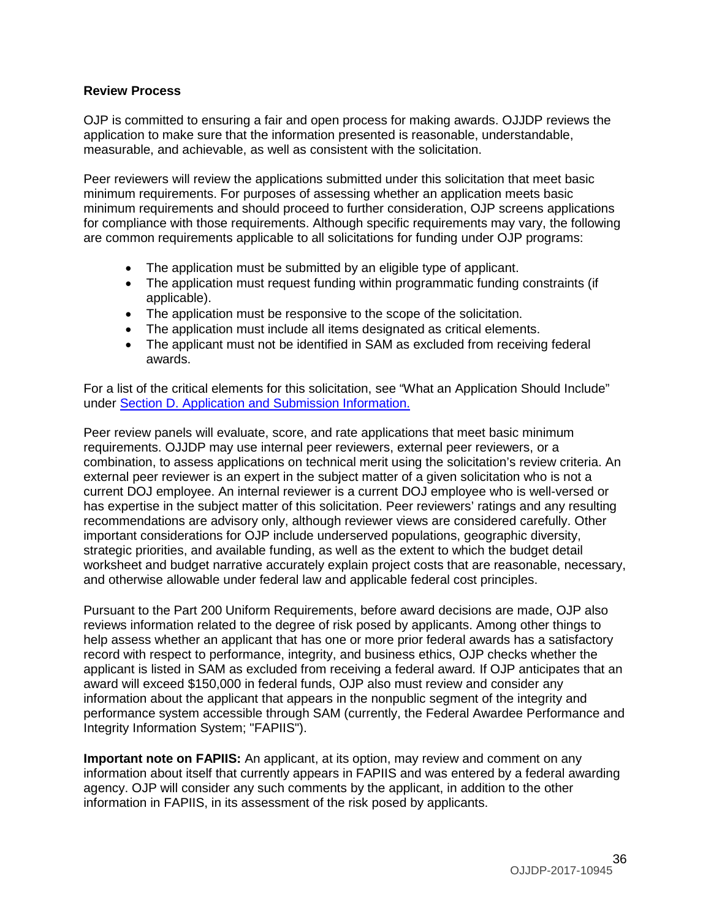**Review Process**

OJP is committed to ensuring a fair and open process for making awards. OJJDP reviews the application to make sure that the information presented is reasonable, understandable, measurable, and achievable, as well as consistent with the solicitation.

Peer reviewers will review the applications submitted under this solicitation that meet basic minimum requirements. For purposes of assessing whether an application meets basic minimum requirements and should proceed to further consideration, OJP screens applications for compliance with those requirements. Although specific requirements may vary, the following are common requirements applicable to all solicitations for funding under OJP programs:

- The application must be submitted by an eligible type of applicant.
- The application must request funding within programmatic funding constraints (if applicable).
- The application must be responsive to the scope of the solicitation.
- The application must include all items designated as critical elements.
- The applicant must not be identified in SAM as excluded from receiving federal awards.

For a list of the critical elements for this solicitation, see "What an Application Should Include" under Section D. Application and Submission Information.

Peer review panels will evaluate, score, and rate applications that meet basic minimum requirements. OJJDP may use internal peer reviewers, external peer reviewers, or a combination, to assess applications on technical merit using the solicitation's review criteria. An external peer reviewer is an expert in the subject matter of a given solicitation who is not a current DOJ employee. An internal reviewer is a current DOJ employee who is well-versed or has expertise in the subject matter of this solicitation. Peer reviewers' ratings and any resulting recommendations are advisory only, although reviewer views are considered carefully. Other important considerations for OJP include underserved populations, geographic diversity, strategic priorities, and available funding, as well as the extent to which the budget detail worksheet and budget narrative accurately explain project costs that are reasonable, necessary, and otherwise allowable under federal law and applicable federal cost principles.

Pursuant to the Part 200 Uniform Requirements, before award decisions are made, OJP also reviews information related to the degree of risk posed by applicants. Among other things to help assess whether an applicant that has one or more prior federal awards has a satisfactory record with respect to performance, integrity, and business ethics, OJP checks whether the applicant is listed in SAM as excluded from receiving a federal award. If OJP anticipates that an award will exceed $150,000 in federal funds, OJP also must review and consider any information about the applicant that appears in the nonpublic segment of the integrity and performance system accessible through SAM (currently, the Federal Awardee Performance and Integrity Information System; "FAPIIS").

**Important note on FAPIIS:** An applicant, at its option, may review and comment on any information about itself that currently appears in FAPIIS and was entered by a federal awarding agency. OJP will consider any such comments by the applicant, in addition to the other information in FAPIIS, in its assessment of the risk posed by applicants.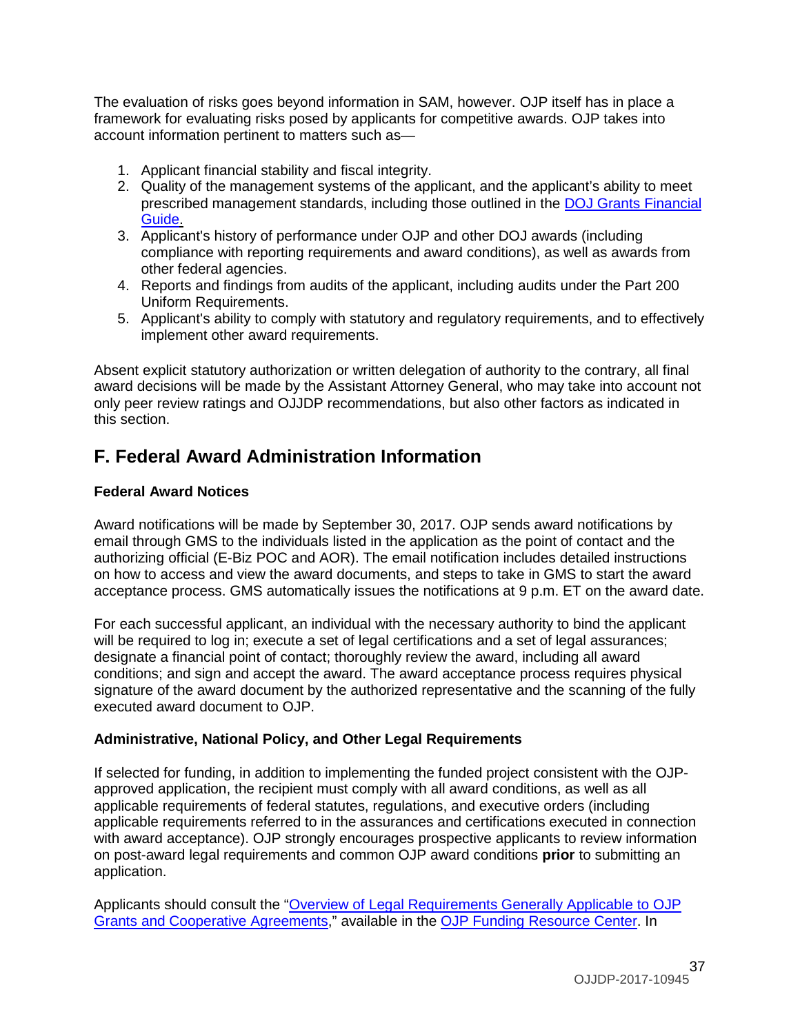The evaluation of risks goes beyond information in SAM, however. OJP itself has in place a framework for evaluating risks posed by applicants for competitive awards. OJP takes into account information pertinent to matters such as—

1. Applicant financial stability and fiscal integrity.
2. Quality of the management systems of the applicant, and the applicant's ability to meet prescribed management standards, including those outlined in the [DOJ Grants Financial Guide.](#)
3. Applicant's history of performance under OJP and other DOJ awards (including compliance with reporting requirements and award conditions), as well as awards from other federal agencies.
4. Reports and findings from audits of the applicant, including audits under the Part 200 Uniform Requirements.
5. Applicant's ability to comply with statutory and regulatory requirements, and to effectively implement other award requirements.

Absent explicit statutory authorization or written delegation of authority to the contrary, all final award decisions will be made by the Assistant Attorney General, who may take into account not only peer review ratings and OJJDP recommendations, but also other factors as indicated in this section.

## F. Federal Award Administration Information

### Federal Award Notices

Award notifications will be made by September 30, 2017. OJP sends award notifications by email through GMS to the individuals listed in the application as the point of contact and the authorizing official (E-Biz POC and AOR). The email notification includes detailed instructions on how to access and view the award documents, and steps to take in GMS to start the award acceptance process. GMS automatically issues the notifications at 9 p.m. ET on the award date.

For each successful applicant, an individual with the necessary authority to bind the applicant will be required to log in; execute a set of legal certifications and a set of legal assurances; designate a financial point of contact; thoroughly review the award, including all award conditions; and sign and accept the award. The award acceptance process requires physical signature of the award document by the authorized representative and the scanning of the fully executed award document to OJP.

### Administrative, National Policy, and Other Legal Requirements

If selected for funding, in addition to implementing the funded project consistent with the OJP-approved application, the recipient must comply with all award conditions, as well as all applicable requirements of federal statutes, regulations, and executive orders (including applicable requirements referred to in the assurances and certifications executed in connection with award acceptance). OJP strongly encourages prospective applicants to review information on post-award legal requirements and common OJP award conditions **prior** to submitting an application.

Applicants should consult the "[Overview of Legal Requirements Generally Applicable to OJP Grants and Cooperative Agreements](#)," available in the [OJP Funding Resource Center](#). In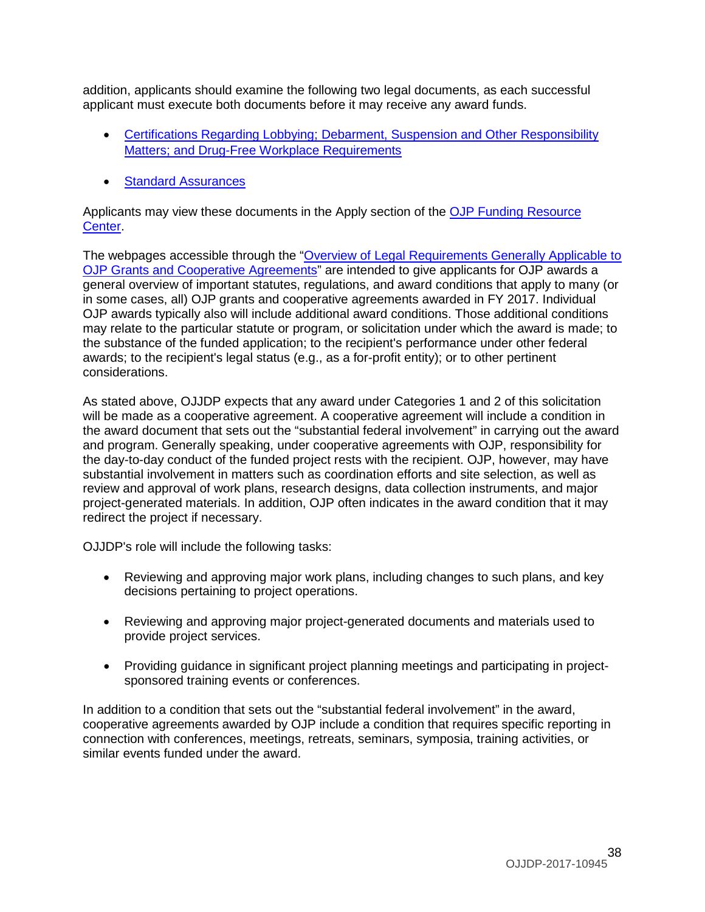addition, applicants should examine the following two legal documents, as each successful applicant must execute both documents before it may receive any award funds.

- Certifications Regarding Lobbying; Debarment, Suspension and Other Responsibility Matters; and Drug-Free Workplace Requirements
- Standard Assurances

Applicants may view these documents in the Apply section of the OJP Funding Resource Center.

The webpages accessible through the "Overview of Legal Requirements Generally Applicable to OJP Grants and Cooperative Agreements" are intended to give applicants for OJP awards a general overview of important statutes, regulations, and award conditions that apply to many (or in some cases, all) OJP grants and cooperative agreements awarded in FY 2017. Individual OJP awards typically also will include additional award conditions. Those additional conditions may relate to the particular statute or program, or solicitation under which the award is made; to the substance of the funded application; to the recipient's performance under other federal awards; to the recipient's legal status (e.g., as a for-profit entity); or to other pertinent considerations.

As stated above, OJJDP expects that any award under Categories 1 and 2 of this solicitation will be made as a cooperative agreement. A cooperative agreement will include a condition in the award document that sets out the "substantial federal involvement" in carrying out the award and program. Generally speaking, under cooperative agreements with OJP, responsibility for the day-to-day conduct of the funded project rests with the recipient. OJP, however, may have substantial involvement in matters such as coordination efforts and site selection, as well as review and approval of work plans, research designs, data collection instruments, and major project-generated materials. In addition, OJP often indicates in the award condition that it may redirect the project if necessary.

OJJDP's role will include the following tasks:

- Reviewing and approving major work plans, including changes to such plans, and key decisions pertaining to project operations.
- Reviewing and approving major project-generated documents and materials used to provide project services.
- Providing guidance in significant project planning meetings and participating in project-sponsored training events or conferences.

In addition to a condition that sets out the "substantial federal involvement" in the award, cooperative agreements awarded by OJP include a condition that requires specific reporting in connection with conferences, meetings, retreats, seminars, symposia, training activities, or similar events funded under the award.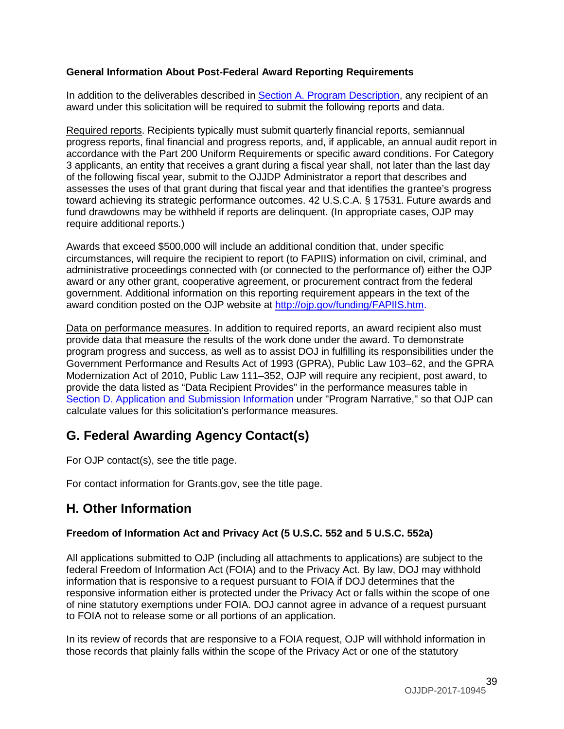**General Information About Post-Federal Award Reporting Requirements**

In addition to the deliverables described in Section A. Program Description, any recipient of an award under this solicitation will be required to submit the following reports and data.

Required reports. Recipients typically must submit quarterly financial reports, semiannual progress reports, final financial and progress reports, and, if applicable, an annual audit report in accordance with the Part 200 Uniform Requirements or specific award conditions. For Category 3 applicants, an entity that receives a grant during a fiscal year shall, not later than the last day of the following fiscal year, submit to the OJJDP Administrator a report that describes and assesses the uses of that grant during that fiscal year and that identifies the grantee's progress toward achieving its strategic performance outcomes. 42 U.S.C.A. § 17531. Future awards and fund drawdowns may be withheld if reports are delinquent. (In appropriate cases, OJP may require additional reports.)

Awards that exceed $500,000 will include an additional condition that, under specific circumstances, will require the recipient to report (to FAPIIS) information on civil, criminal, and administrative proceedings connected with (or connected to the performance of) either the OJP award or any other grant, cooperative agreement, or procurement contract from the federal government. Additional information on this reporting requirement appears in the text of the award condition posted on the OJP website at http://ojp.gov/funding/FAPIIS.htm.

Data on performance measures. In addition to required reports, an award recipient also must provide data that measure the results of the work done under the award. To demonstrate program progress and success, as well as to assist DOJ in fulfilling its responsibilities under the Government Performance and Results Act of 1993 (GPRA), Public Law 103–62, and the GPRA Modernization Act of 2010, Public Law 111–352, OJP will require any recipient, post award, to provide the data listed as "Data Recipient Provides" in the performance measures table in Section D. Application and Submission Information under "Program Narrative," so that OJP can calculate values for this solicitation's performance measures.

## G. Federal Awarding Agency Contact(s)

For OJP contact(s), see the title page.

For contact information for Grants.gov, see the title page.

## H. Other Information

**Freedom of Information Act and Privacy Act (5 U.S.C. 552 and 5 U.S.C. 552a)**

All applications submitted to OJP (including all attachments to applications) are subject to the federal Freedom of Information Act (FOIA) and to the Privacy Act. By law, DOJ may withhold information that is responsive to a request pursuant to FOIA if DOJ determines that the responsive information either is protected under the Privacy Act or falls within the scope of one of nine statutory exemptions under FOIA. DOJ cannot agree in advance of a request pursuant to FOIA not to release some or all portions of an application.

In its review of records that are responsive to a FOIA request, OJP will withhold information in those records that plainly falls within the scope of the Privacy Act or one of the statutory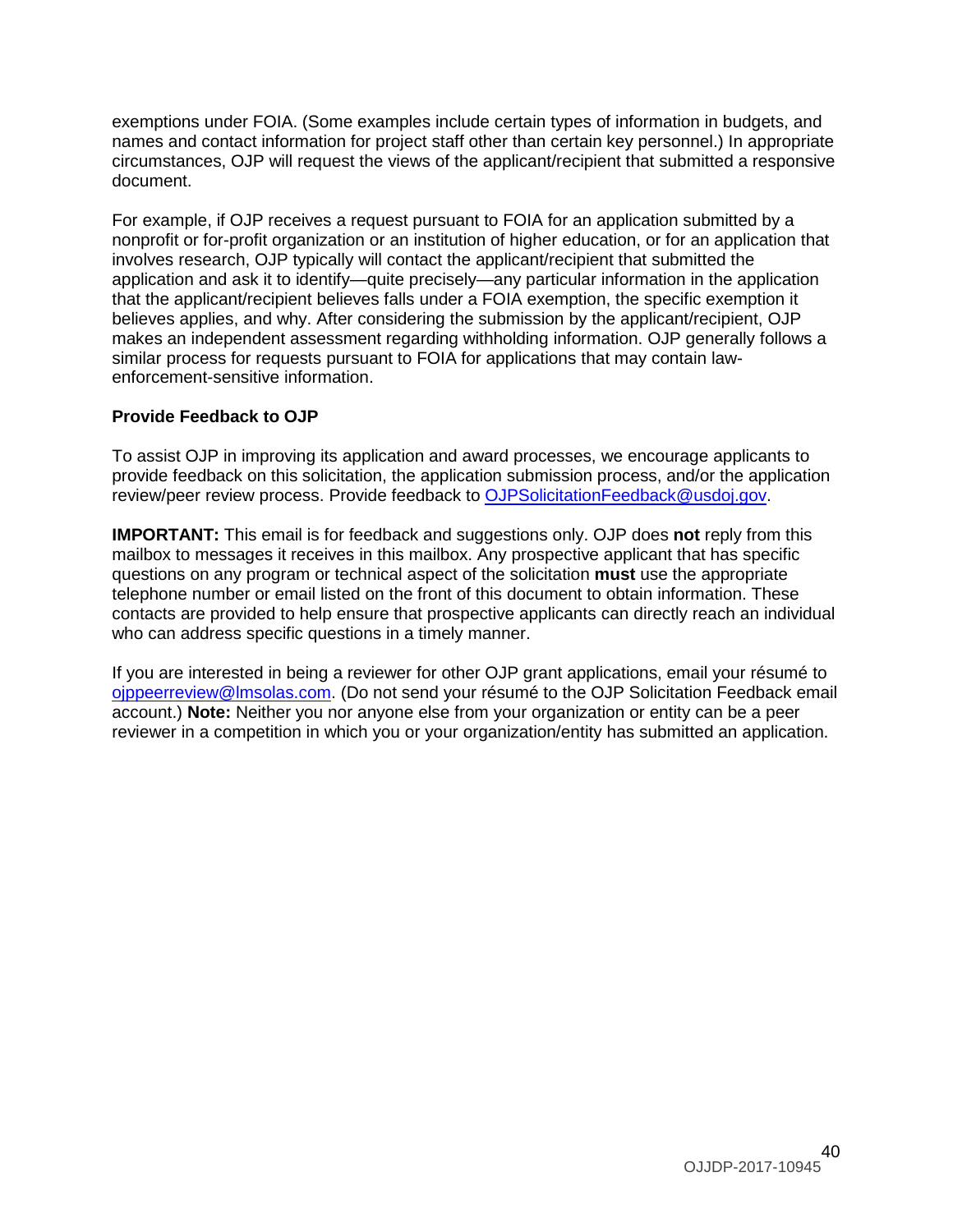exemptions under FOIA. (Some examples include certain types of information in budgets, and names and contact information for project staff other than certain key personnel.) In appropriate circumstances, OJP will request the views of the applicant/recipient that submitted a responsive document.

For example, if OJP receives a request pursuant to FOIA for an application submitted by a nonprofit or for-profit organization or an institution of higher education, or for an application that involves research, OJP typically will contact the applicant/recipient that submitted the application and ask it to identify—quite precisely—any particular information in the application that the applicant/recipient believes falls under a FOIA exemption, the specific exemption it believes applies, and why. After considering the submission by the applicant/recipient, OJP makes an independent assessment regarding withholding information. OJP generally follows a similar process for requests pursuant to FOIA for applications that may contain law-enforcement-sensitive information.

**Provide Feedback to OJP**

To assist OJP in improving its application and award processes, we encourage applicants to provide feedback on this solicitation, the application submission process, and/or the application review/peer review process. Provide feedback to [OJPSolicitationFeedback@usdoj.gov](mailto:OJPSolicitationFeedback@usdoj.gov).

**IMPORTANT:** This email is for feedback and suggestions only. OJP does **not** reply from this mailbox to messages it receives in this mailbox. Any prospective applicant that has specific questions on any program or technical aspect of the solicitation **must** use the appropriate telephone number or email listed on the front of this document to obtain information. These contacts are provided to help ensure that prospective applicants can directly reach an individual who can address specific questions in a timely manner.

If you are interested in being a reviewer for other OJP grant applications, email your résumé to [ojppeerreview@lmsolas.com](mailto:ojppeerreview@lmsolas.com). (Do not send your résumé to the OJP Solicitation Feedback email account.) **Note:** Neither you nor anyone else from your organization or entity can be a peer reviewer in a competition in which you or your organization/entity has submitted an application.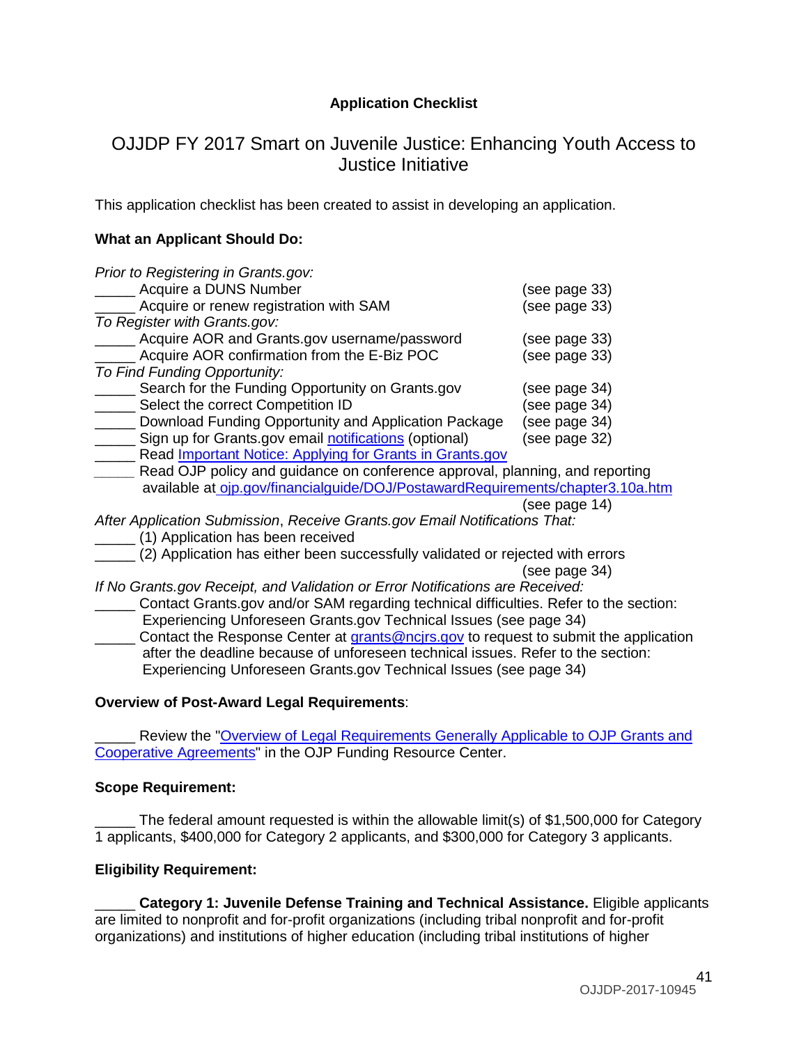**Application Checklist**

## OJJDP FY 2017 Smart on Juvenile Justice: Enhancing Youth Access to Justice Initiative

This application checklist has been created to assist in developing an application.

**What an Applicant Should Do:**

*Prior to Registering in Grants.gov:*

_____ Acquire a DUNS Number (see page 33)
_____ Acquire or renew registration with SAM (see page 33)

*To Register with Grants.gov:*

_____ Acquire AOR and Grants.gov username/password (see page 33)
_____ Acquire AOR confirmation from the E-Biz POC (see page 33)

*To Find Funding Opportunity:*

_____ Search for the Funding Opportunity on Grants.gov (see page 34)
_____ Select the correct Competition ID (see page 34)
_____ Download Funding Opportunity and Application Package (see page 34)
_____ Sign up for Grants.gov email notifications (optional) (see page 32)
_____ Read Important Notice: Applying for Grants in Grants.gov
_____ Read OJP policy and guidance on conference approval, planning, and reporting available at ojp.gov/financialguide/DOJ/PostawardRequirements/chapter3.10a.htm (see page 14)

*After Application Submission, Receive Grants.gov Email Notifications That:*

_____ (1) Application has been received
_____ (2) Application has either been successfully validated or rejected with errors (see page 34)

*If No Grants.gov Receipt, and Validation or Error Notifications are Received:*

_____ Contact Grants.gov and/or SAM regarding technical difficulties. Refer to the section: Experiencing Unforeseen Grants.gov Technical Issues (see page 34)
_____ Contact the Response Center at grants@ncjrs.gov to request to submit the application after the deadline because of unforeseen technical issues. Refer to the section: Experiencing Unforeseen Grants.gov Technical Issues (see page 34)

**Overview of Post-Award Legal Requirements**:

_____ Review the "Overview of Legal Requirements Generally Applicable to OJP Grants and Cooperative Agreements" in the OJP Funding Resource Center.

**Scope Requirement:**

_____ The federal amount requested is within the allowable limit(s) of $1,500,000 for Category 1 applicants, $400,000 for Category 2 applicants, and $300,000 for Category 3 applicants.

**Eligibility Requirement:**

_____ **Category 1: Juvenile Defense Training and Technical Assistance.** Eligible applicants are limited to nonprofit and for-profit organizations (including tribal nonprofit and for-profit organizations) and institutions of higher education (including tribal institutions of higher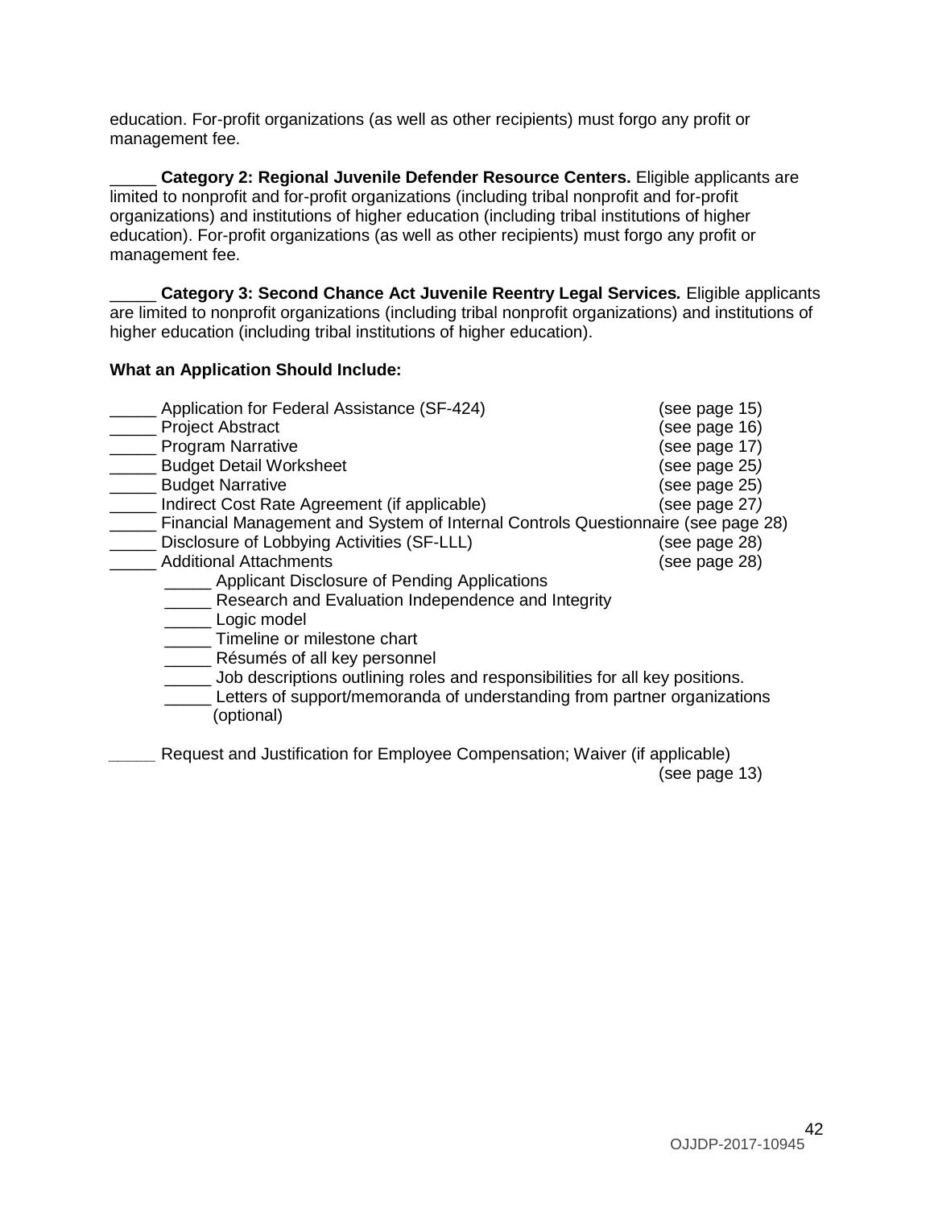education. For-profit organizations (as well as other recipients) must forgo any profit or management fee.

_____ **Category 2: Regional Juvenile Defender Resource Centers.** Eligible applicants are limited to nonprofit and for-profit organizations (including tribal nonprofit and for-profit organizations) and institutions of higher education (including tribal institutions of higher education). For-profit organizations (as well as other recipients) must forgo any profit or management fee.

_____ **Category 3: Second Chance Act Juvenile Reentry Legal Services.** Eligible applicants are limited to nonprofit organizations (including tribal nonprofit organizations) and institutions of higher education (including tribal institutions of higher education).

**What an Application Should Include:**

_____ Application for Federal Assistance (SF-424) (see page 15)
_____ Project Abstract (see page 16)
_____ Program Narrative (see page 17)
_____ Budget Detail Worksheet (see page 25)
_____ Budget Narrative (see page 25)
_____ Indirect Cost Rate Agreement (if applicable) (see page 27)
_____ Financial Management and System of Internal Controls Questionnaire (see page 28)
_____ Disclosure of Lobbying Activities (SF-LLL) (see page 28)
_____ Additional Attachments (see page 28)
- _____ Applicant Disclosure of Pending Applications
- _____ Research and Evaluation Independence and Integrity
- _____ Logic model
- _____ Timeline or milestone chart
- _____ Résumés of all key personnel
- _____ Job descriptions outlining roles and responsibilities for all key positions.
- _____ Letters of support/memoranda of understanding from partner organizations (optional)

_____ Request and Justification for Employee Compensation; Waiver (if applicable) (see page 13)